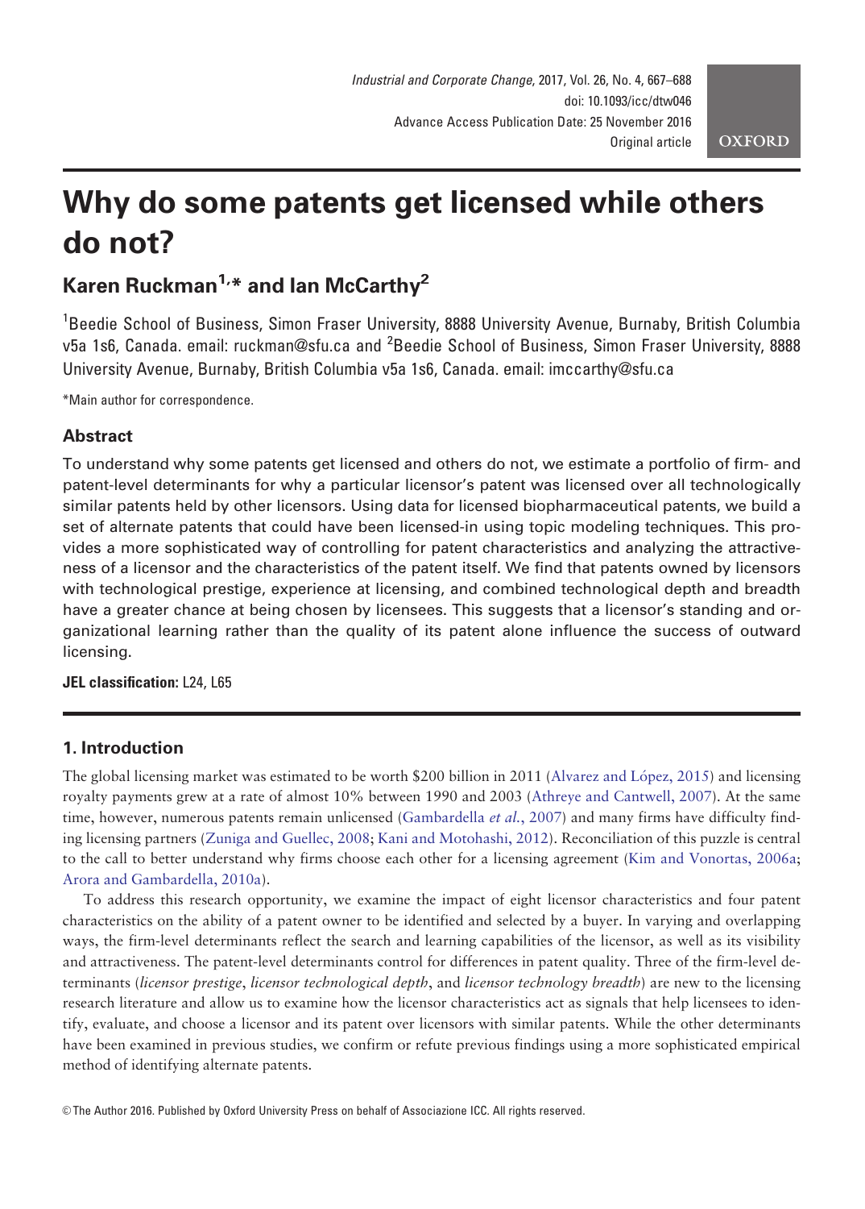# Why do some patents get licensed while others do not?

## Karen Ruckman[1,*] and Ian McCarthy[2]

[1]Beedie School of Business, Simon Fraser University, 8888 University Avenue, Burnaby, British Columbia v5a 1s6, Canada. email: ruckman@sfu.ca and [2]Beedie School of Business, Simon Fraser University, 8888 University Avenue, Burnaby, British Columbia v5a 1s6, Canada. email: imccarthy@sfu.ca

*Main author for correspondence.

### Abstract

To understand why some patents get licensed and others do not, we estimate a portfolio of firm- and patent-level determinants for why a particular licensor's patent was licensed over all technologically similar patents held by other licensors. Using data for licensed biopharmaceutical patents, we build a set of alternate patents that could have been licensed-in using topic modeling techniques. This provides a more sophisticated way of controlling for patent characteristics and analyzing the attractiveness of a licensor and the characteristics of the patent itself. We find that patents owned by licensors with technological prestige, experience at licensing, and combined technological depth and breadth have a greater chance at being chosen by licensees. This suggests that a licensor's standing and organizational learning rather than the quality of its patent alone influence the success of outward licensing.

**JEL classification:** L24, L65

## 1. Introduction

The global licensing market was estimated to be worth $200 billion in 2011 (Alvarez and López, 2015) and licensing royalty payments grew at a rate of almost 10% between 1990 and 2003 (Athreye and Cantwell, 2007). At the same time, however, numerous patents remain unlicensed (Gambardella *et al.*, 2007) and many firms have difficulty finding licensing partners (Zuniga and Guellec, 2008; Kani and Motohashi, 2012). Reconciliation of this puzzle is central to the call to better understand why firms choose each other for a licensing agreement (Kim and Vonortas, 2006a; Arora and Gambardella, 2010a).

To address this research opportunity, we examine the impact of eight licensor characteristics and four patent characteristics on the ability of a patent owner to be identified and selected by a buyer. In varying and overlapping ways, the firm-level determinants reflect the search and learning capabilities of the licensor, as well as its visibility and attractiveness. The patent-level determinants control for differences in patent quality. Three of the firm-level determinants (*licensor prestige*, *licensor technological depth*, and *licensor technology breadth*) are new to the licensing research literature and allow us to examine how the licensor characteristics act as signals that help licensees to identify, evaluate, and choose a licensor and its patent over licensors with similar patents. While the other determinants have been examined in previous studies, we confirm or refute previous findings using a more sophisticated empirical method of identifying alternate patents.

© The Author 2016. Published by Oxford University Press on behalf of Associazione ICC. All rights reserved.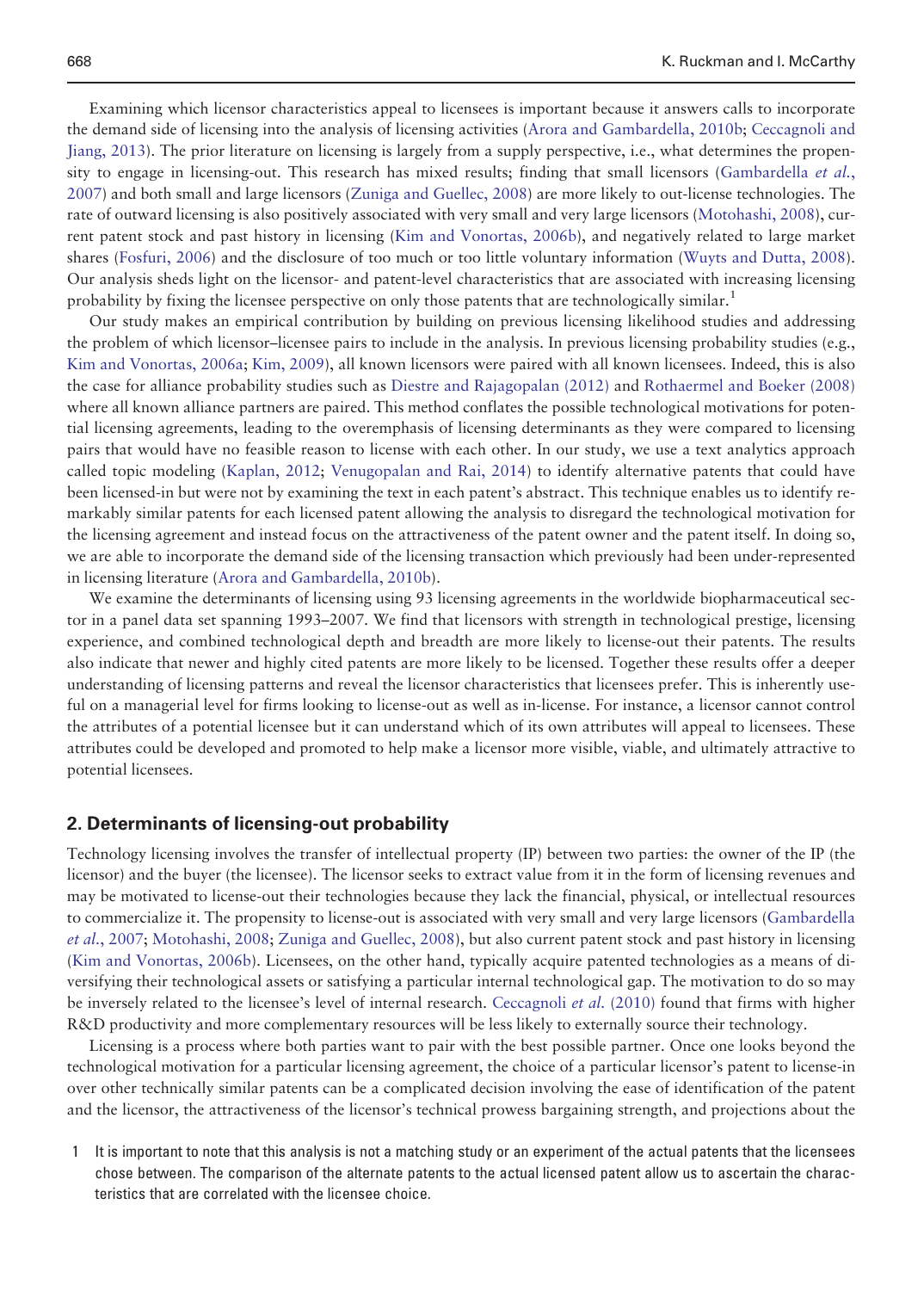Examining which licensor characteristics appeal to licensees is important because it answers calls to incorporate the demand side of licensing into the analysis of licensing activities (Arora and Gambardella, 2010b; Ceccagnoli and Jiang, 2013). The prior literature on licensing is largely from a supply perspective, i.e., what determines the propensity to engage in licensing-out. This research has mixed results; finding that small licensors (Gambardella *et al.*, 2007) and both small and large licensors (Zuniga and Guellec, 2008) are more likely to out-license technologies. The rate of outward licensing is also positively associated with very small and very large licensors (Motohashi, 2008), current patent stock and past history in licensing (Kim and Vonortas, 2006b), and negatively related to large market shares (Fosfuri, 2006) and the disclosure of too much or too little voluntary information (Wuyts and Dutta, 2008). Our analysis sheds light on the licensor- and patent-level characteristics that are associated with increasing licensing probability by fixing the licensee perspective on only those patents that are technologically similar.[1]

Our study makes an empirical contribution by building on previous licensing likelihood studies and addressing the problem of which licensor–licensee pairs to include in the analysis. In previous licensing probability studies (e.g., Kim and Vonortas, 2006a; Kim, 2009), all known licensors were paired with all known licensees. Indeed, this is also the case for alliance probability studies such as Diestre and Rajagopalan (2012) and Rothaermel and Boeker (2008) where all known alliance partners are paired. This method conflates the possible technological motivations for potential licensing agreements, leading to the overemphasis of licensing determinants as they were compared to licensing pairs that would have no feasible reason to license with each other. In our study, we use a text analytics approach called topic modeling (Kaplan, 2012; Venugopalan and Rai, 2014) to identify alternative patents that could have been licensed-in but were not by examining the text in each patent's abstract. This technique enables us to identify remarkably similar patents for each licensed patent allowing the analysis to disregard the technological motivation for the licensing agreement and instead focus on the attractiveness of the patent owner and the patent itself. In doing so, we are able to incorporate the demand side of the licensing transaction which previously had been under-represented in licensing literature (Arora and Gambardella, 2010b).

We examine the determinants of licensing using 93 licensing agreements in the worldwide biopharmaceutical sector in a panel data set spanning 1993–2007. We find that licensors with strength in technological prestige, licensing experience, and combined technological depth and breadth are more likely to license-out their patents. The results also indicate that newer and highly cited patents are more likely to be licensed. Together these results offer a deeper understanding of licensing patterns and reveal the licensor characteristics that licensees prefer. This is inherently useful on a managerial level for firms looking to license-out as well as in-license. For instance, a licensor cannot control the attributes of a potential licensee but it can understand which of its own attributes will appeal to licensees. These attributes could be developed and promoted to help make a licensor more visible, viable, and ultimately attractive to potential licensees.

## 2. Determinants of licensing-out probability

Technology licensing involves the transfer of intellectual property (IP) between two parties: the owner of the IP (the licensor) and the buyer (the licensee). The licensor seeks to extract value from it in the form of licensing revenues and may be motivated to license-out their technologies because they lack the financial, physical, or intellectual resources to commercialize it. The propensity to license-out is associated with very small and very large licensors (Gambardella *et al.*, 2007; Motohashi, 2008; Zuniga and Guellec, 2008), but also current patent stock and past history in licensing (Kim and Vonortas, 2006b). Licensees, on the other hand, typically acquire patented technologies as a means of diversifying their technological assets or satisfying a particular internal technological gap. The motivation to do so may be inversely related to the licensee's level of internal research. Ceccagnoli *et al.* (2010) found that firms with higher R&D productivity and more complementary resources will be less likely to externally source their technology.

Licensing is a process where both parties want to pair with the best possible partner. Once one looks beyond the technological motivation for a particular licensing agreement, the choice of a particular licensor's patent to license-in over other technically similar patents can be a complicated decision involving the ease of identification of the patent and the licensor, the attractiveness of the licensor's technical prowess bargaining strength, and projections about the

1 It is important to note that this analysis is not a matching study or an experiment of the actual patents that the licensees chose between. The comparison of the alternate patents to the actual licensed patent allow us to ascertain the characteristics that are correlated with the licensee choice.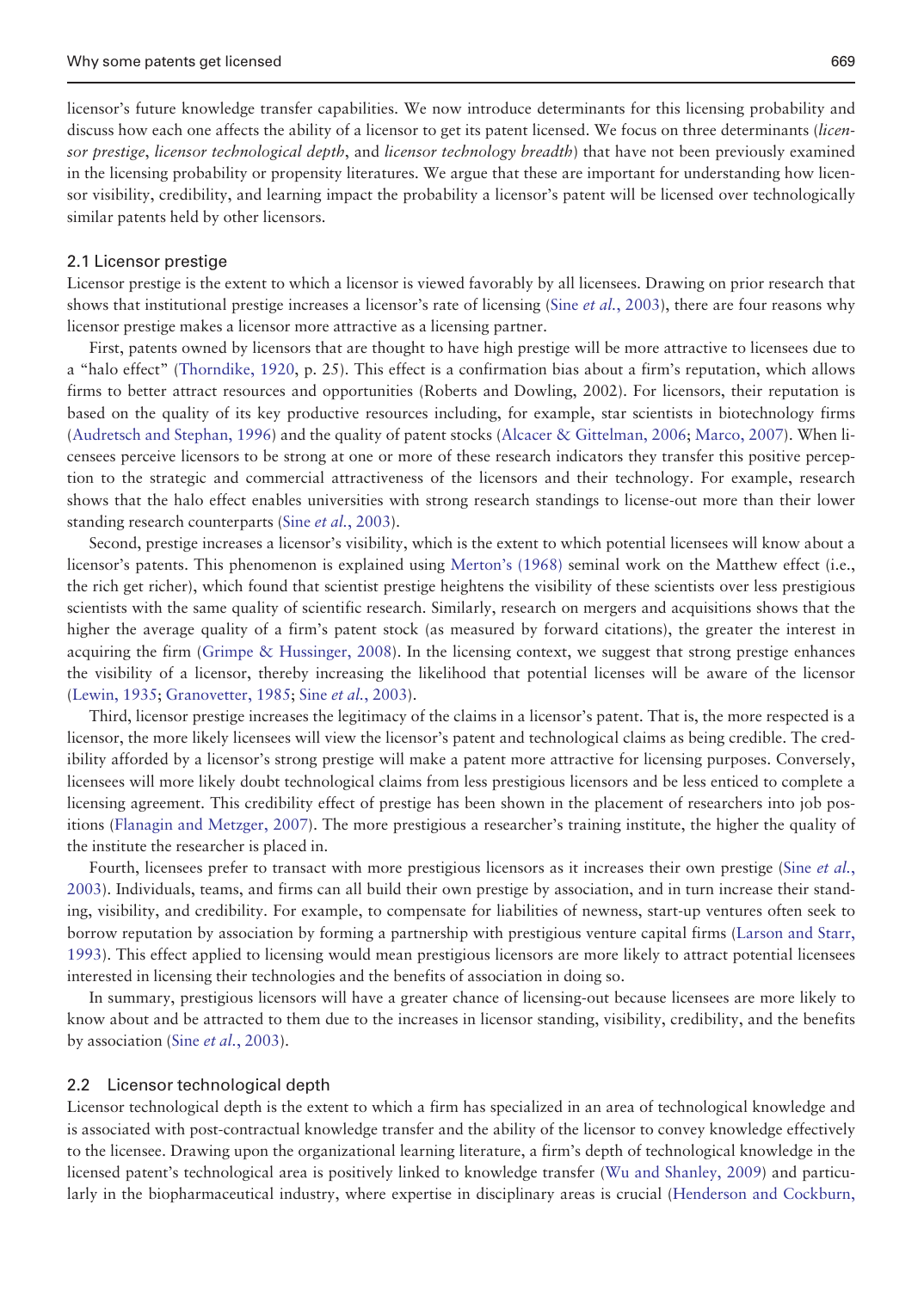licensor's future knowledge transfer capabilities. We now introduce determinants for this licensing probability and discuss how each one affects the ability of a licensor to get its patent licensed. We focus on three determinants (*licensor prestige*, *licensor technological depth*, and *licensor technology breadth*) that have not been previously examined in the licensing probability or propensity literatures. We argue that these are important for understanding how licensor visibility, credibility, and learning impact the probability a licensor's patent will be licensed over technologically similar patents held by other licensors.

## 2.1 Licensor prestige

Licensor prestige is the extent to which a licensor is viewed favorably by all licensees. Drawing on prior research that shows that institutional prestige increases a licensor's rate of licensing (Sine *et al.*, 2003), there are four reasons why licensor prestige makes a licensor more attractive as a licensing partner.

First, patents owned by licensors that are thought to have high prestige will be more attractive to licensees due to a "halo effect" (Thorndike, 1920, p. 25). This effect is a confirmation bias about a firm's reputation, which allows firms to better attract resources and opportunities (Roberts and Dowling, 2002). For licensors, their reputation is based on the quality of its key productive resources including, for example, star scientists in biotechnology firms (Audretsch and Stephan, 1996) and the quality of patent stocks (Alcacer & Gittelman, 2006; Marco, 2007). When licensees perceive licensors to be strong at one or more of these research indicators they transfer this positive perception to the strategic and commercial attractiveness of the licensors and their technology. For example, research shows that the halo effect enables universities with strong research standings to license-out more than their lower standing research counterparts (Sine *et al.*, 2003).

Second, prestige increases a licensor's visibility, which is the extent to which potential licensees will know about a licensor's patents. This phenomenon is explained using Merton's (1968) seminal work on the Matthew effect (i.e., the rich get richer), which found that scientist prestige heightens the visibility of these scientists over less prestigious scientists with the same quality of scientific research. Similarly, research on mergers and acquisitions shows that the higher the average quality of a firm's patent stock (as measured by forward citations), the greater the interest in acquiring the firm (Grimpe & Hussinger, 2008). In the licensing context, we suggest that strong prestige enhances the visibility of a licensor, thereby increasing the likelihood that potential licenses will be aware of the licensor (Lewin, 1935; Granovetter, 1985; Sine *et al.*, 2003).

Third, licensor prestige increases the legitimacy of the claims in a licensor's patent. That is, the more respected is a licensor, the more likely licensees will view the licensor's patent and technological claims as being credible. The credibility afforded by a licensor's strong prestige will make a patent more attractive for licensing purposes. Conversely, licensees will more likely doubt technological claims from less prestigious licensors and be less enticed to complete a licensing agreement. This credibility effect of prestige has been shown in the placement of researchers into job positions (Flanagin and Metzger, 2007). The more prestigious a researcher's training institute, the higher the quality of the institute the researcher is placed in.

Fourth, licensees prefer to transact with more prestigious licensors as it increases their own prestige (Sine *et al.*, 2003). Individuals, teams, and firms can all build their own prestige by association, and in turn increase their standing, visibility, and credibility. For example, to compensate for liabilities of newness, start-up ventures often seek to borrow reputation by association by forming a partnership with prestigious venture capital firms (Larson and Starr, 1993). This effect applied to licensing would mean prestigious licensors are more likely to attract potential licensees interested in licensing their technologies and the benefits of association in doing so.

In summary, prestigious licensors will have a greater chance of licensing-out because licensees are more likely to know about and be attracted to them due to the increases in licensor standing, visibility, credibility, and the benefits by association (Sine *et al.*, 2003).

## 2.2 Licensor technological depth

Licensor technological depth is the extent to which a firm has specialized in an area of technological knowledge and is associated with post-contractual knowledge transfer and the ability of the licensor to convey knowledge effectively to the licensee. Drawing upon the organizational learning literature, a firm's depth of technological knowledge in the licensed patent's technological area is positively linked to knowledge transfer (Wu and Shanley, 2009) and particularly in the biopharmaceutical industry, where expertise in disciplinary areas is crucial (Henderson and Cockburn,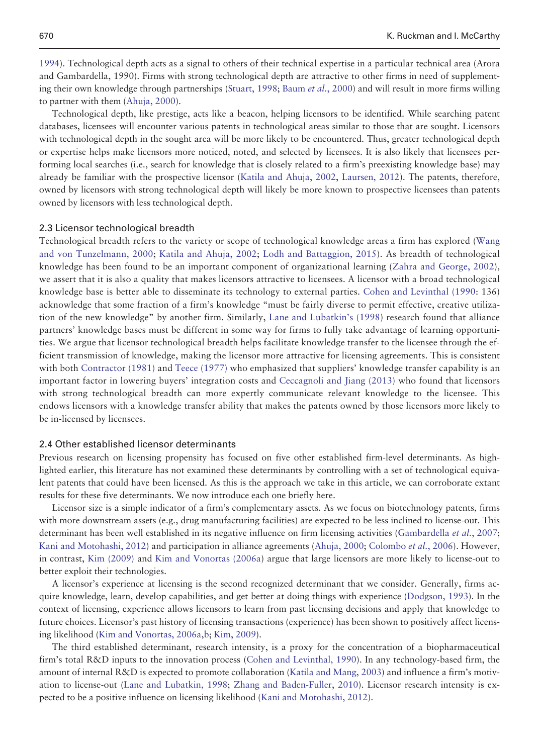1994). Technological depth acts as a signal to others of their technical expertise in a particular technical area (Arora and Gambardella, 1990). Firms with strong technological depth are attractive to other firms in need of supplementing their own knowledge through partnerships (Stuart, 1998; Baum *et al.*, 2000) and will result in more firms willing to partner with them (Ahuja, 2000).

Technological depth, like prestige, acts like a beacon, helping licensors to be identified. While searching patent databases, licensees will encounter various patents in technological areas similar to those that are sought. Licensors with technological depth in the sought area will be more likely to be encountered. Thus, greater technological depth or expertise helps make licensors more noticed, noted, and selected by licensees. It is also likely that licensees performing local searches (i.e., search for knowledge that is closely related to a firm's preexisting knowledge base) may already be familiar with the prospective licensor (Katila and Ahuja, 2002, Laursen, 2012). The patents, therefore, owned by licensors with strong technological depth will likely be more known to prospective licensees than patents owned by licensors with less technological depth.

### 2.3 Licensor technological breadth

Technological breadth refers to the variety or scope of technological knowledge areas a firm has explored (Wang and von Tunzelmann, 2000; Katila and Ahuja, 2002; Lodh and Battaggion, 2015). As breadth of technological knowledge has been found to be an important component of organizational learning (Zahra and George, 2002), we assert that it is also a quality that makes licensors attractive to licensees. A licensor with a broad technological knowledge base is better able to disseminate its technology to external parties. Cohen and Levinthal (1990: 136) acknowledge that some fraction of a firm's knowledge "must be fairly diverse to permit effective, creative utilization of the new knowledge" by another firm. Similarly, Lane and Lubatkin's (1998) research found that alliance partners' knowledge bases must be different in some way for firms to fully take advantage of learning opportunities. We argue that licensor technological breadth helps facilitate knowledge transfer to the licensee through the efficient transmission of knowledge, making the licensor more attractive for licensing agreements. This is consistent with both Contractor (1981) and Teece (1977) who emphasized that suppliers' knowledge transfer capability is an important factor in lowering buyers' integration costs and Ceccagnoli and Jiang (2013) who found that licensors with strong technological breadth can more expertly communicate relevant knowledge to the licensee. This endows licensors with a knowledge transfer ability that makes the patents owned by those licensors more likely to be in-licensed by licensees.

### 2.4 Other established licensor determinants

Previous research on licensing propensity has focused on five other established firm-level determinants. As highlighted earlier, this literature has not examined these determinants by controlling with a set of technological equivalent patents that could have been licensed. As this is the approach we take in this article, we can corroborate extant results for these five determinants. We now introduce each one briefly here.

Licensor size is a simple indicator of a firm's complementary assets. As we focus on biotechnology patents, firms with more downstream assets (e.g., drug manufacturing facilities) are expected to be less inclined to license-out. This determinant has been well established in its negative influence on firm licensing activities (Gambardella *et al.*, 2007; Kani and Motohashi, 2012) and participation in alliance agreements (Ahuja, 2000; Colombo *et al.*, 2006). However, in contrast, Kim (2009) and Kim and Vonortas (2006a) argue that large licensors are more likely to license-out to better exploit their technologies.

A licensor's experience at licensing is the second recognized determinant that we consider. Generally, firms acquire knowledge, learn, develop capabilities, and get better at doing things with experience (Dodgson, 1993). In the context of licensing, experience allows licensors to learn from past licensing decisions and apply that knowledge to future choices. Licensor's past history of licensing transactions (experience) has been shown to positively affect licensing likelihood (Kim and Vonortas, 2006a,b; Kim, 2009).

The third established determinant, research intensity, is a proxy for the concentration of a biopharmaceutical firm's total R&D inputs to the innovation process (Cohen and Levinthal, 1990). In any technology-based firm, the amount of internal R&D is expected to promote collaboration (Katila and Mang, 2003) and influence a firm's motivation to license-out (Lane and Lubatkin, 1998; Zhang and Baden-Fuller, 2010). Licensor research intensity is expected to be a positive influence on licensing likelihood (Kani and Motohashi, 2012).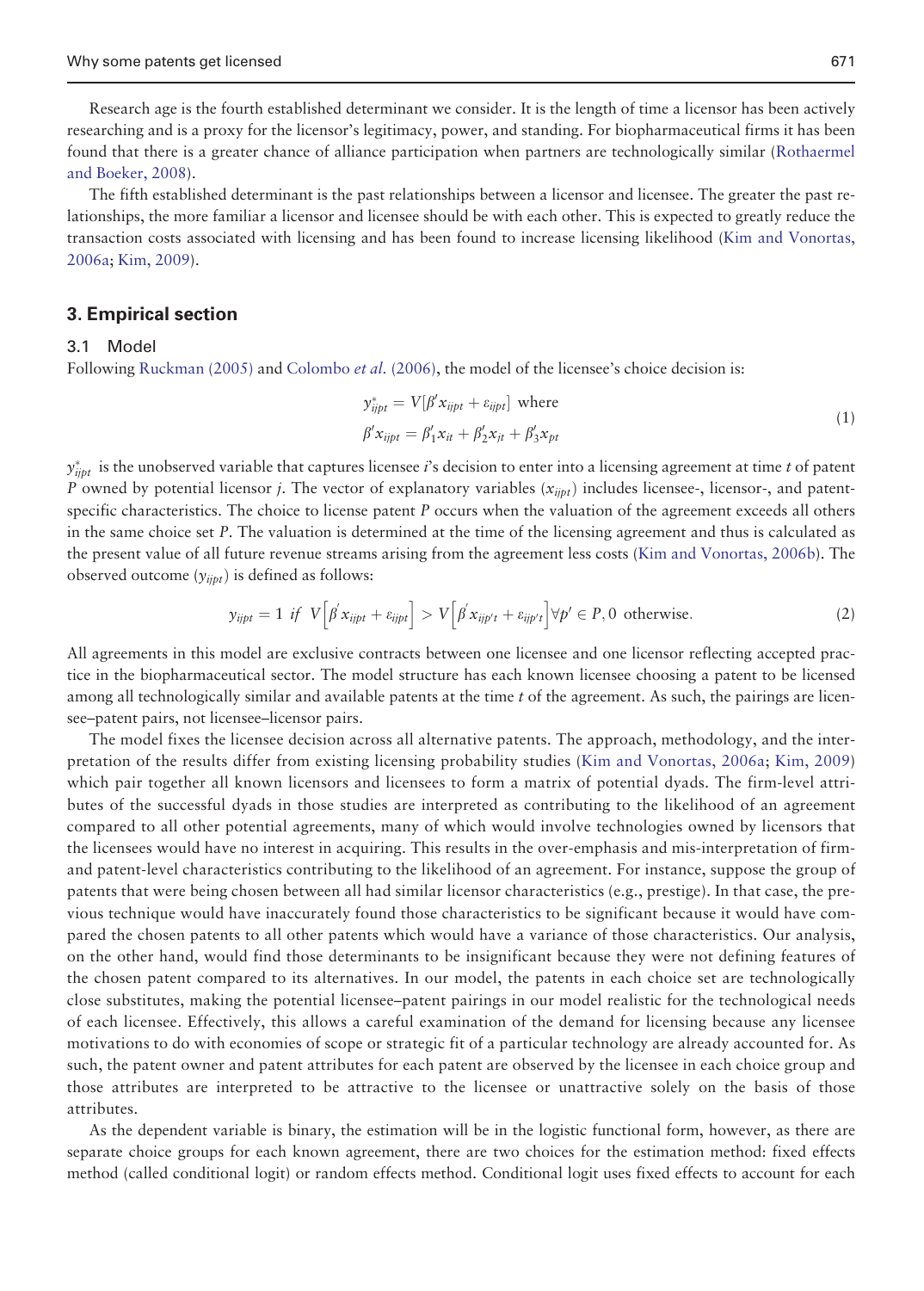Research age is the fourth established determinant we consider. It is the length of time a licensor has been actively researching and is a proxy for the licensor's legitimacy, power, and standing. For biopharmaceutical firms it has been found that there is a greater chance of alliance participation when partners are technologically similar (Rothaermel and Boeker, 2008).

The fifth established determinant is the past relationships between a licensor and licensee. The greater the past relationships, the more familiar a licensor and licensee should be with each other. This is expected to greatly reduce the transaction costs associated with licensing and has been found to increase licensing likelihood (Kim and Vonortas, 2006a; Kim, 2009).

## 3. Empirical section

### 3.1 Model

Following Ruckman (2005) and Colombo *et al.* (2006), the model of the licensee's choice decision is:

$$y^*_{ijpt} = V[\beta' x_{ijpt} + \varepsilon_{ijpt}] \text{ where} \\ \beta' x_{ijpt} = \beta'_1 x_{it} + \beta'_2 x_{jt} + \beta'_3 x_{pt} \tag{1}$$

$y^*_{ijpt}$ is the unobserved variable that captures licensee $i$'s decision to enter into a licensing agreement at time $t$ of patent $P$ owned by potential licensor $j$. The vector of explanatory variables ($x_{ijpt}$) includes licensee-, licensor-, and patent-specific characteristics. The choice to license patent $P$ occurs when the valuation of the agreement exceeds all others in the same choice set $P$. The valuation is determined at the time of the licensing agreement and thus is calculated as the present value of all future revenue streams arising from the agreement less costs (Kim and Vonortas, 2006b). The observed outcome ($y_{ijpt}$) is defined as follows:

$$y_{ijpt} = 1 \text{ if } V\left[\beta' x_{ijpt} + \varepsilon_{ijpt}\right] > V\left[\beta' x_{ijp't} + \varepsilon_{ijp't}\right] \forall p' \in P, 0 \text{ otherwise.} \tag{2}$$

All agreements in this model are exclusive contracts between one licensee and one licensor reflecting accepted practice in the biopharmaceutical sector. The model structure has each known licensee choosing a patent to be licensed among all technologically similar and available patents at the time $t$ of the agreement. As such, the pairings are licensee–patent pairs, not licensee–licensor pairs.

The model fixes the licensee decision across all alternative patents. The approach, methodology, and the interpretation of the results differ from existing licensing probability studies (Kim and Vonortas, 2006a; Kim, 2009) which pair together all known licensors and licensees to form a matrix of potential dyads. The firm-level attributes of the successful dyads in those studies are interpreted as contributing to the likelihood of an agreement compared to all other potential agreements, many of which would involve technologies owned by licensors that the licensees would have no interest in acquiring. This results in the over-emphasis and mis-interpretation of firm- and patent-level characteristics contributing to the likelihood of an agreement. For instance, suppose the group of patents that were being chosen between all had similar licensor characteristics (e.g., prestige). In that case, the previous technique would have inaccurately found those characteristics to be significant because it would have compared the chosen patents to all other patents which would have a variance of those characteristics. Our analysis, on the other hand, would find those determinants to be insignificant because they were not defining features of the chosen patent compared to its alternatives. In our model, the patents in each choice set are technologically close substitutes, making the potential licensee–patent pairings in our model realistic for the technological needs of each licensee. Effectively, this allows a careful examination of the demand for licensing because any licensee motivations to do with economies of scope or strategic fit of a particular technology are already accounted for. As such, the patent owner and patent attributes for each patent are observed by the licensee in each choice group and those attributes are interpreted to be attractive to the licensee or unattractive solely on the basis of those attributes.

As the dependent variable is binary, the estimation will be in the logistic functional form, however, as there are separate choice groups for each known agreement, there are two choices for the estimation method: fixed effects method (called conditional logit) or random effects method. Conditional logit uses fixed effects to account for each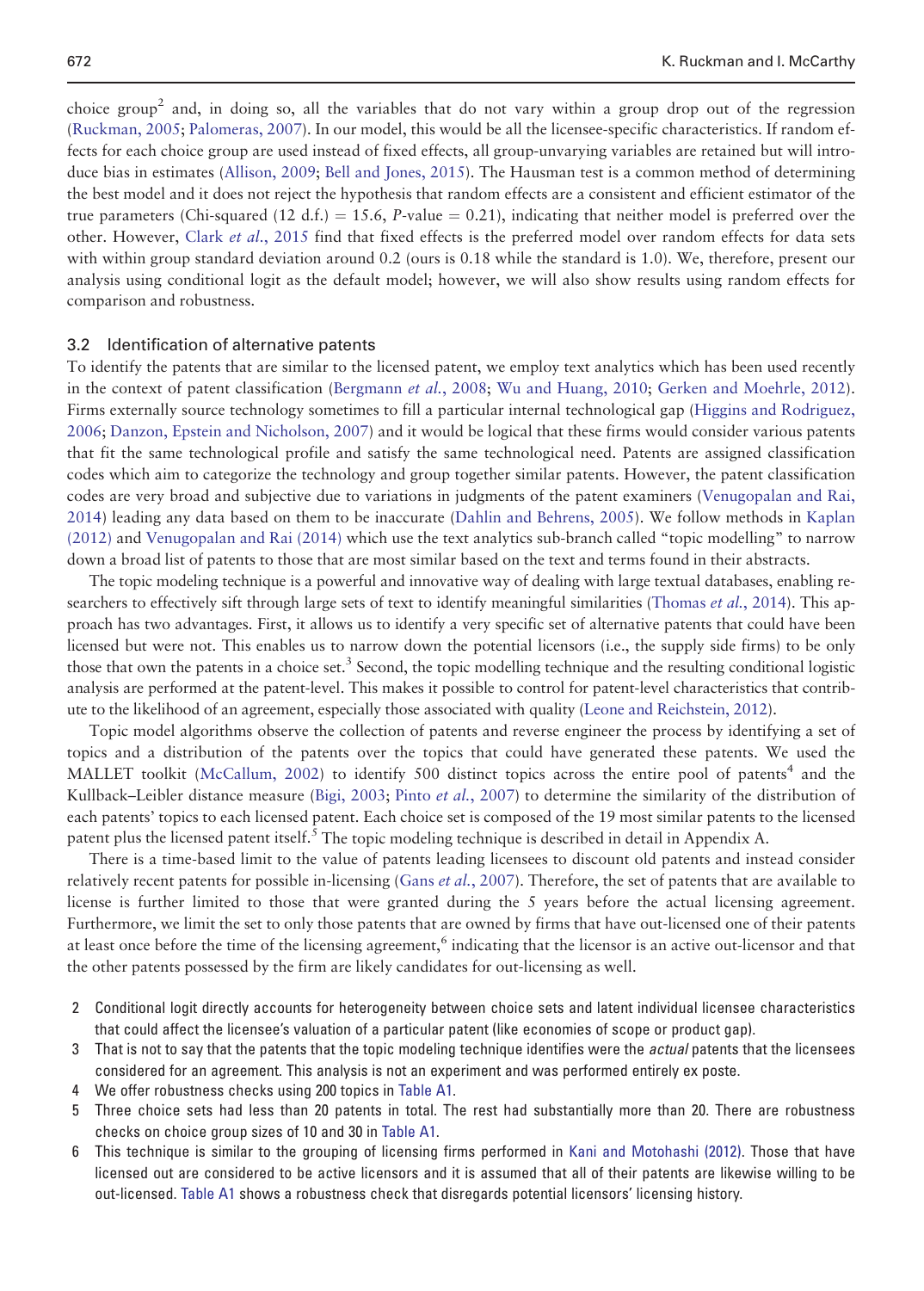choice group[2] and, in doing so, all the variables that do not vary within a group drop out of the regression (Ruckman, 2005; Palomeras, 2007). In our model, this would be all the licensee-specific characteristics. If random effects for each choice group are used instead of fixed effects, all group-unvarying variables are retained but will introduce bias in estimates (Allison, 2009; Bell and Jones, 2015). The Hausman test is a common method of determining the best model and it does not reject the hypothesis that random effects are a consistent and efficient estimator of the true parameters (Chi-squared (12 d.f.) = 15.6, $P$-value = 0.21), indicating that neither model is preferred over the other. However, Clark *et al.*, 2015 find that fixed effects is the preferred model over random effects for data sets with within group standard deviation around 0.2 (ours is 0.18 while the standard is 1.0). We, therefore, present our analysis using conditional logit as the default model; however, we will also show results using random effects for comparison and robustness.

### 3.2 Identification of alternative patents

To identify the patents that are similar to the licensed patent, we employ text analytics which has been used recently in the context of patent classification (Bergmann *et al.*, 2008; Wu and Huang, 2010; Gerken and Moehrle, 2012). Firms externally source technology sometimes to fill a particular internal technological gap (Higgins and Rodriguez, 2006; Danzon, Epstein and Nicholson, 2007) and it would be logical that these firms would consider various patents that fit the same technological profile and satisfy the same technological need. Patents are assigned classification codes which aim to categorize the technology and group together similar patents. However, the patent classification codes are very broad and subjective due to variations in judgments of the patent examiners (Venugopalan and Rai, 2014) leading any data based on them to be inaccurate (Dahlin and Behrens, 2005). We follow methods in Kaplan (2012) and Venugopalan and Rai (2014) which use the text analytics sub-branch called "topic modelling" to narrow down a broad list of patents to those that are most similar based on the text and terms found in their abstracts.

The topic modeling technique is a powerful and innovative way of dealing with large textual databases, enabling researchers to effectively sift through large sets of text to identify meaningful similarities (Thomas *et al.*, 2014). This approach has two advantages. First, it allows us to identify a very specific set of alternative patents that could have been licensed but were not. This enables us to narrow down the potential licensors (i.e., the supply side firms) to be only those that own the patents in a choice set.[3] Second, the topic modelling technique and the resulting conditional logistic analysis are performed at the patent-level. This makes it possible to control for patent-level characteristics that contribute to the likelihood of an agreement, especially those associated with quality (Leone and Reichstein, 2012).

Topic model algorithms observe the collection of patents and reverse engineer the process by identifying a set of topics and a distribution of the patents over the topics that could have generated these patents. We used the MALLET toolkit (McCallum, 2002) to identify 500 distinct topics across the entire pool of patents[4] and the Kullback–Leibler distance measure (Bigi, 2003; Pinto *et al.*, 2007) to determine the similarity of the distribution of each patents' topics to each licensed patent. Each choice set is composed of the 19 most similar patents to the licensed patent plus the licensed patent itself.[5] The topic modeling technique is described in detail in Appendix A.

There is a time-based limit to the value of patents leading licensees to discount old patents and instead consider relatively recent patents for possible in-licensing (Gans *et al.*, 2007). Therefore, the set of patents that are available to license is further limited to those that were granted during the 5 years before the actual licensing agreement. Furthermore, we limit the set to only those patents that are owned by firms that have out-licensed one of their patents at least once before the time of the licensing agreement,[6] indicating that the licensor is an active out-licensor and that the other patents possessed by the firm are likely candidates for out-licensing as well.

2 Conditional logit directly accounts for heterogeneity between choice sets and latent individual licensee characteristics that could affect the licensee's valuation of a particular patent (like economies of scope or product gap).

3 That is not to say that the patents that the topic modeling technique identifies were the *actual* patents that the licensees considered for an agreement. This analysis is not an experiment and was performed entirely ex poste.

4 We offer robustness checks using 200 topics in Table A1.

5 Three choice sets had less than 20 patents in total. The rest had substantially more than 20. There are robustness checks on choice group sizes of 10 and 30 in Table A1.

6 This technique is similar to the grouping of licensing firms performed in Kani and Motohashi (2012). Those that have licensed out are considered to be active licensors and it is assumed that all of their patents are likewise willing to be out-licensed. Table A1 shows a robustness check that disregards potential licensors' licensing history.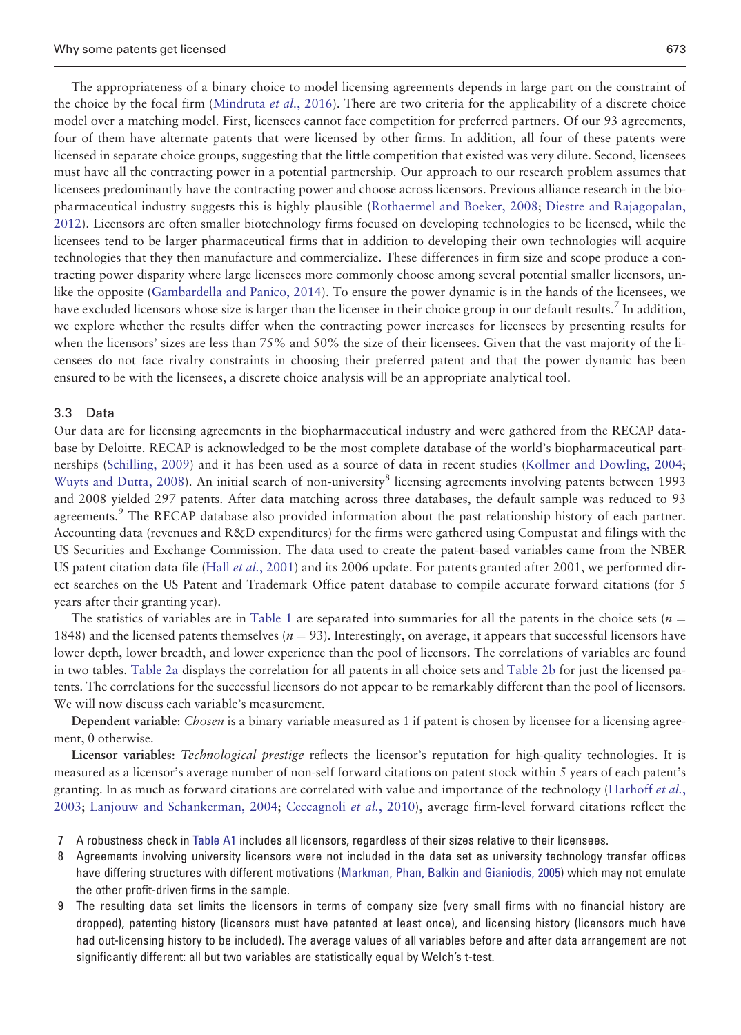The appropriateness of a binary choice to model licensing agreements depends in large part on the constraint of the choice by the focal firm (Mindruta *et al.*, 2016). There are two criteria for the applicability of a discrete choice model over a matching model. First, licensees cannot face competition for preferred partners. Of our 93 agreements, four of them have alternate patents that were licensed by other firms. In addition, all four of these patents were licensed in separate choice groups, suggesting that the little competition that existed was very dilute. Second, licensees must have all the contracting power in a potential partnership. Our approach to our research problem assumes that licensees predominantly have the contracting power and choose across licensors. Previous alliance research in the biopharmaceutical industry suggests this is highly plausible (Rothaermel and Boeker, 2008; Diestre and Rajagopalan, 2012). Licensors are often smaller biotechnology firms focused on developing technologies to be licensed, while the licensees tend to be larger pharmaceutical firms that in addition to developing their own technologies will acquire technologies that they then manufacture and commercialize. These differences in firm size and scope produce a contracting power disparity where large licensees more commonly choose among several potential smaller licensors, unlike the opposite (Gambardella and Panico, 2014). To ensure the power dynamic is in the hands of the licensees, we have excluded licensors whose size is larger than the licensee in their choice group in our default results.[7] In addition, we explore whether the results differ when the contracting power increases for licensees by presenting results for when the licensors' sizes are less than 75% and 50% the size of their licensees. Given that the vast majority of the licensees do not face rivalry constraints in choosing their preferred patent and that the power dynamic has been ensured to be with the licensees, a discrete choice analysis will be an appropriate analytical tool.

### 3.3 Data

Our data are for licensing agreements in the biopharmaceutical industry and were gathered from the RECAP database by Deloitte. RECAP is acknowledged to be the most complete database of the world's biopharmaceutical partnerships (Schilling, 2009) and it has been used as a source of data in recent studies (Kollmer and Dowling, 2004; Wuyts and Dutta, 2008). An initial search of non-university[8] licensing agreements involving patents between 1993 and 2008 yielded 297 patents. After data matching across three databases, the default sample was reduced to 93 agreements.[9] The RECAP database also provided information about the past relationship history of each partner. Accounting data (revenues and R&D expenditures) for the firms were gathered using Compustat and filings with the US Securities and Exchange Commission. The data used to create the patent-based variables came from the NBER US patent citation data file (Hall *et al.*, 2001) and its 2006 update. For patents granted after 2001, we performed direct searches on the US Patent and Trademark Office patent database to compile accurate forward citations (for 5 years after their granting year).

The statistics of variables are in Table 1 are separated into summaries for all the patents in the choice sets ($n = 1848$) and the licensed patents themselves ($n = 93$). Interestingly, on average, it appears that successful licensors have lower depth, lower breadth, and lower experience than the pool of licensors. The correlations of variables are found in two tables. Table 2a displays the correlation for all patents in all choice sets and Table 2b for just the licensed patents. The correlations for the successful licensors do not appear to be remarkably different than the pool of licensors. We will now discuss each variable's measurement.

**Dependent variable**: *Chosen* is a binary variable measured as 1 if patent is chosen by licensee for a licensing agreement, 0 otherwise.

**Licensor variables**: *Technological prestige* reflects the licensor's reputation for high-quality technologies. It is measured as a licensor's average number of non-self forward citations on patent stock within 5 years of each patent's granting. In as much as forward citations are correlated with value and importance of the technology (Harhoff *et al.*, 2003; Lanjouw and Schankerman, 2004; Ceccagnoli *et al.*, 2010), average firm-level forward citations reflect the

7 A robustness check in Table A1 includes all licensors, regardless of their sizes relative to their licensees.

8 Agreements involving university licensors were not included in the data set as university technology transfer offices have differing structures with different motivations (Markman, Phan, Balkin and Gianiodis, 2005) which may not emulate the other profit-driven firms in the sample.

9 The resulting data set limits the licensors in terms of company size (very small firms with no financial history are dropped), patenting history (licensors must have patented at least once), and licensing history (licensors much have had out-licensing history to be included). The average values of all variables before and after data arrangement are not significantly different: all but two variables are statistically equal by Welch's t-test.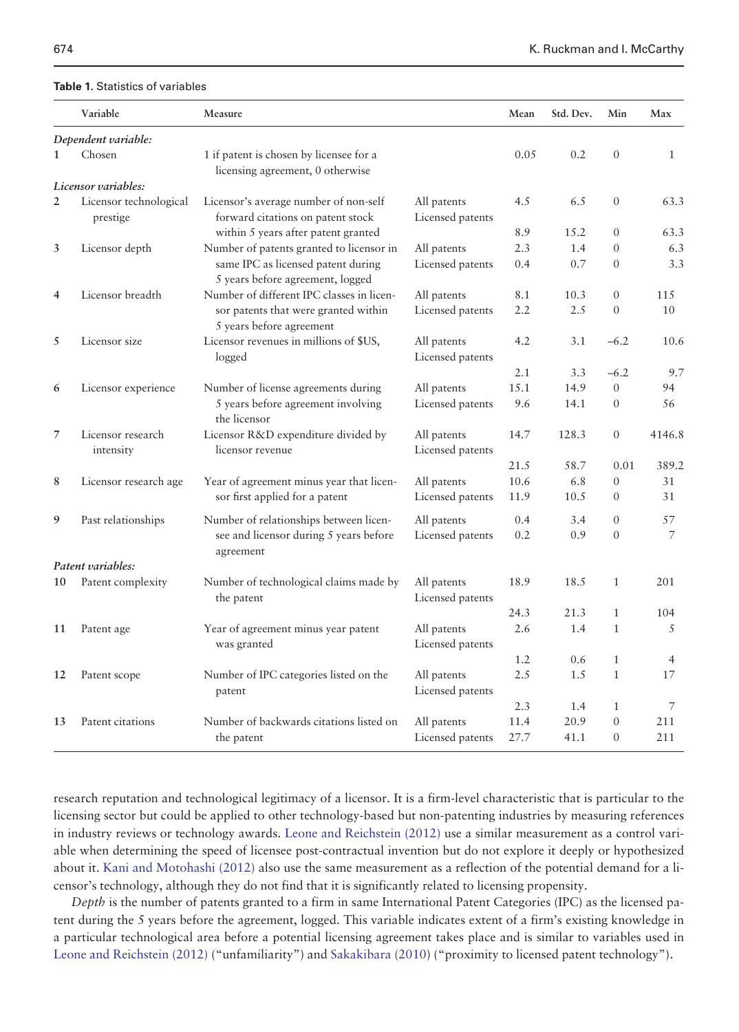**Table 1.** Statistics of variables

| | Variable | Measure | | Mean | Std. Dev. | Min | Max |
|---|---|---|---|---|---|---|---|
| *Dependent variable:* | | | | | | | |
| 1 | Chosen | 1 if patent is chosen by licensee for a licensing agreement, 0 otherwise | | 0.05 | 0.2 | 0 | 1 |
| *Licensor variables:* | | | | | | | |
| 2 | Licensor technological prestige | Licensor's average number of non-self forward citations on patent stock within 5 years after patent granted | All patents | 4.5 | 6.5 | 0 | 63.3 |
| | | | Licensed patents | 8.9 | 15.2 | 0 | 63.3 |
| 3 | Licensor depth | Number of patents granted to licensor in same IPC as licensed patent during 5 years before agreement, logged | All patents | 2.3 | 1.4 | 0 | 6.3 |
| | | | Licensed patents | 0.4 | 0.7 | 0 | 3.3 |
| 4 | Licensor breadth | Number of different IPC classes in licensor patents that were granted within 5 years before agreement | All patents | 8.1 | 10.3 | 0 | 115 |
| | | | Licensed patents | 2.2 | 2.5 | 0 | 10 |
| 5 | Licensor size | Licensor revenues in millions of $US, logged | All patents | 4.2 | 3.1 | −6.2 | 10.6 |
| | | | Licensed patents | 2.1 | 3.3 | −6.2 | 9.7 |
| 6 | Licensor experience | Number of license agreements during 5 years before agreement involving the licensor | All patents | 15.1 | 14.9 | 0 | 94 |
| | | | Licensed patents | 9.6 | 14.1 | 0 | 56 |
| 7 | Licensor research intensity | Licensor R&D expenditure divided by licensor revenue | All patents | 14.7 | 128.3 | 0 | 4146.8 |
| | | | Licensed patents | 21.5 | 58.7 | 0.01 | 389.2 |
| 8 | Licensor research age | Year of agreement minus year that licensor first applied for a patent | All patents | 10.6 | 6.8 | 0 | 31 |
| | | | Licensed patents | 11.9 | 10.5 | 0 | 31 |
| 9 | Past relationships | Number of relationships between licensee and licensor during 5 years before agreement | All patents | 0.4 | 3.4 | 0 | 57 |
| | | | Licensed patents | 0.2 | 0.9 | 0 | 7 |
| *Patent variables:* | | | | | | | |
| 10 | Patent complexity | Number of technological claims made by the patent | All patents | 18.9 | 18.5 | 1 | 201 |
| | | | Licensed patents | 24.3 | 21.3 | 1 | 104 |
| 11 | Patent age | Year of agreement minus year patent was granted | All patents | 2.6 | 1.4 | 1 | 5 |
| | | | Licensed patents | 1.2 | 0.6 | 1 | 4 |
| 12 | Patent scope | Number of IPC categories listed on the patent | All patents | 2.5 | 1.5 | 1 | 17 |
| | | | Licensed patents | 2.3 | 1.4 | 1 | 7 |
| 13 | Patent citations | Number of backwards citations listed on the patent | All patents | 11.4 | 20.9 | 0 | 211 |
| | | | Licensed patents | 27.7 | 41.1 | 0 | 211 |

research reputation and technological legitimacy of a licensor. It is a firm-level characteristic that is particular to the licensing sector but could be applied to other technology-based but non-patenting industries by measuring references in industry reviews or technology awards. Leone and Reichstein (2012) use a similar measurement as a control variable when determining the speed of licensee post-contractual invention but do not explore it deeply or hypothesized about it. Kani and Motohashi (2012) also use the same measurement as a reflection of the potential demand for a licensor's technology, although they do not find that it is significantly related to licensing propensity.

*Depth* is the number of patents granted to a firm in same International Patent Categories (IPC) as the licensed patent during the 5 years before the agreement, logged. This variable indicates extent of a firm's existing knowledge in a particular technological area before a potential licensing agreement takes place and is similar to variables used in Leone and Reichstein (2012) ("unfamiliarity") and Sakakibara (2010) ("proximity to licensed patent technology").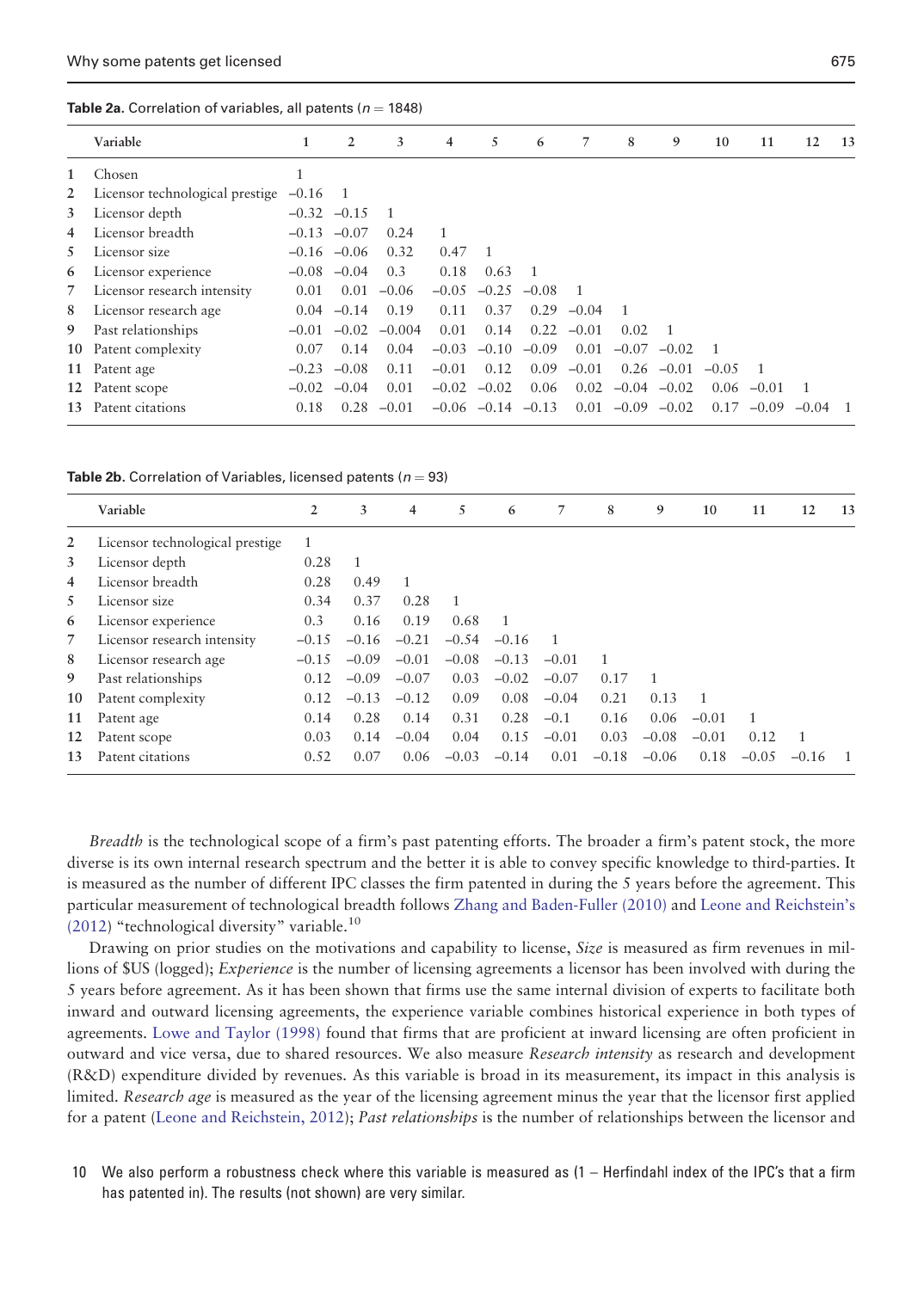**Table 2a.** Correlation of variables, all patents ($n = 1848$)

| | Variable | 1 | 2 | 3 | 4 | 5 | 6 | 7 | 8 | 9 | 10 | 11 | 12 | 13 |
|---|---|---|---|---|---|---|---|---|---|---|---|---|---|---|
| 1 | Chosen | 1 | | | | | | | | | | | | |
| 2 | Licensor technological prestige | −0.16 | 1 | | | | | | | | | | | |
| 3 | Licensor depth | −0.32 | −0.15 | 1 | | | | | | | | | | |
| 4 | Licensor breadth | −0.13 | −0.07 | 0.24 | 1 | | | | | | | | | |
| 5 | Licensor size | −0.16 | −0.06 | 0.32 | 0.47 | 1 | | | | | | | | |
| 6 | Licensor experience | −0.08 | −0.04 | 0.3 | 0.18 | 0.63 | 1 | | | | | | | |
| 7 | Licensor research intensity | 0.01 | 0.01 | −0.06 | −0.05 | −0.25 | −0.08 | 1 | | | | | | |
| 8 | Licensor research age | 0.04 | −0.14 | 0.19 | 0.11 | 0.37 | 0.29 | −0.04 | 1 | | | | | |
| 9 | Past relationships | −0.01 | −0.02 | −0.004 | 0.01 | 0.14 | 0.22 | −0.01 | 0.02 | 1 | | | | |
| 10 | Patent complexity | 0.07 | 0.14 | 0.04 | −0.03 | −0.10 | −0.09 | 0.01 | −0.07 | −0.02 | 1 | | | |
| 11 | Patent age | −0.23 | −0.08 | 0.11 | −0.01 | 0.12 | 0.09 | −0.01 | 0.26 | −0.01 | −0.05 | 1 | | |
| 12 | Patent scope | −0.02 | −0.04 | 0.01 | −0.02 | −0.02 | 0.06 | 0.02 | −0.04 | −0.02 | 0.06 | −0.01 | 1 | |
| 13 | Patent citations | 0.18 | 0.28 | −0.01 | −0.06 | −0.14 | −0.13 | 0.01 | −0.09 | −0.02 | 0.17 | −0.09 | −0.04 | 1 |

**Table 2b.** Correlation of Variables, licensed patents ($n = 93$)

| | Variable | 2 | 3 | 4 | 5 | 6 | 7 | 8 | 9 | 10 | 11 | 12 | 13 |
|---|---|---|---|---|---|---|---|---|---|---|---|---|---|
| 2 | Licensor technological prestige | 1 | | | | | | | | | | | |
| 3 | Licensor depth | 0.28 | 1 | | | | | | | | | | |
| 4 | Licensor breadth | 0.28 | 0.49 | 1 | | | | | | | | | |
| 5 | Licensor size | 0.34 | 0.37 | 0.28 | 1 | | | | | | | | |
| 6 | Licensor experience | 0.3 | 0.16 | 0.19 | 0.68 | 1 | | | | | | | |
| 7 | Licensor research intensity | −0.15 | −0.16 | −0.21 | −0.54 | −0.16 | 1 | | | | | | |
| 8 | Licensor research age | −0.15 | −0.09 | −0.01 | −0.08 | −0.13 | −0.01 | 1 | | | | | |
| 9 | Past relationships | 0.12 | −0.09 | −0.07 | 0.03 | −0.02 | −0.07 | 0.17 | 1 | | | | |
| 10 | Patent complexity | 0.12 | −0.13 | −0.12 | 0.09 | 0.08 | −0.04 | 0.21 | 0.13 | 1 | | | |
| 11 | Patent age | 0.14 | 0.28 | 0.14 | 0.31 | 0.28 | −0.1 | 0.16 | 0.06 | −0.01 | 1 | | |
| 12 | Patent scope | 0.03 | 0.14 | −0.04 | 0.04 | 0.15 | −0.01 | 0.03 | −0.08 | −0.01 | 0.12 | 1 | |
| 13 | Patent citations | 0.52 | 0.07 | 0.06 | −0.03 | −0.14 | 0.01 | −0.18 | −0.06 | 0.18 | −0.05 | −0.16 | 1 |

*Breadth* is the technological scope of a firm's past patenting efforts. The broader a firm's patent stock, the more diverse is its own internal research spectrum and the better it is able to convey specific knowledge to third-parties. It is measured as the number of different IPC classes the firm patented in during the 5 years before the agreement. This particular measurement of technological breadth follows Zhang and Baden-Fuller (2010) and Leone and Reichstein's (2012) "technological diversity" variable.[10]

Drawing on prior studies on the motivations and capability to license, *Size* is measured as firm revenues in millions of $US (logged); *Experience* is the number of licensing agreements a licensor has been involved with during the 5 years before agreement. As it has been shown that firms use the same internal division of experts to facilitate both inward and outward licensing agreements, the experience variable combines historical experience in both types of agreements. Lowe and Taylor (1998) found that firms that are proficient at inward licensing are often proficient in outward and vice versa, due to shared resources. We also measure *Research intensity* as research and development (R&D) expenditure divided by revenues. As this variable is broad in its measurement, its impact in this analysis is limited. *Research age* is measured as the year of the licensing agreement minus the year that the licensor first applied for a patent (Leone and Reichstein, 2012); *Past relationships* is the number of relationships between the licensor and

10 We also perform a robustness check where this variable is measured as (1 − Herfindahl index of the IPC's that a firm has patented in). The results (not shown) are very similar.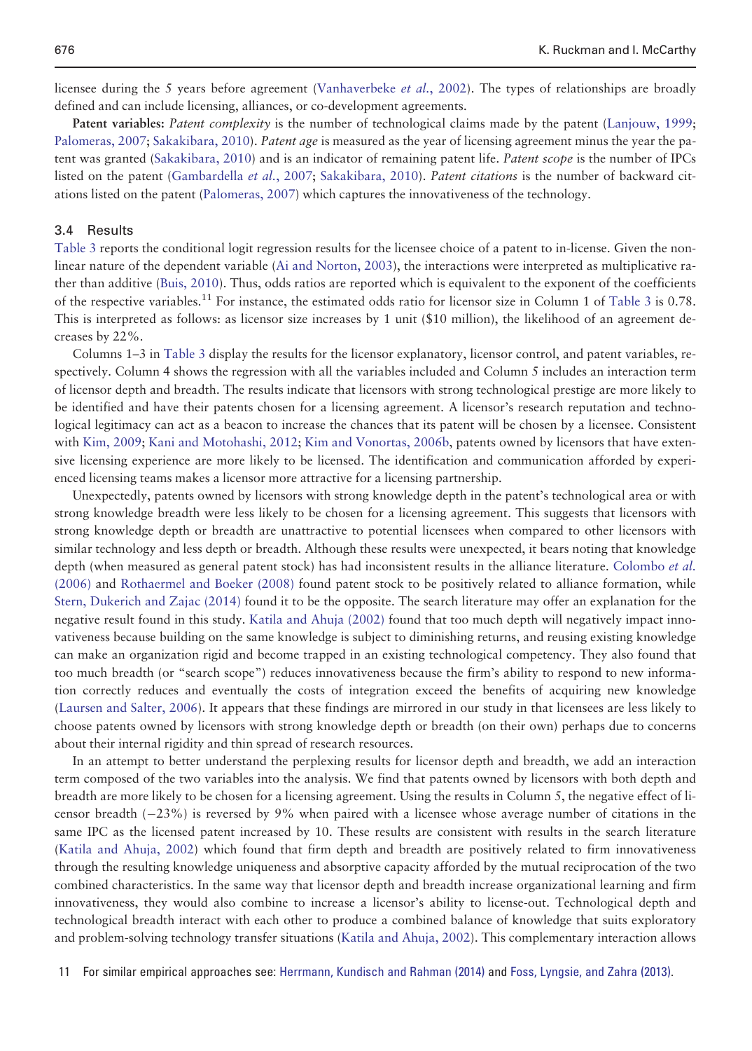licensee during the 5 years before agreement (Vanhaverbeke *et al.*, 2002). The types of relationships are broadly defined and can include licensing, alliances, or co-development agreements.

**Patent variables:** *Patent complexity* is the number of technological claims made by the patent (Lanjouw, 1999; Palomeras, 2007; Sakakibara, 2010). *Patent age* is measured as the year of licensing agreement minus the year the patent was granted (Sakakibara, 2010) and is an indicator of remaining patent life. *Patent scope* is the number of IPCs listed on the patent (Gambardella *et al.*, 2007; Sakakibara, 2010). *Patent citations* is the number of backward citations listed on the patent (Palomeras, 2007) which captures the innovativeness of the technology.

### 3.4 Results

Table 3 reports the conditional logit regression results for the licensee choice of a patent to in-license. Given the non-linear nature of the dependent variable (Ai and Norton, 2003), the interactions were interpreted as multiplicative rather than additive (Buis, 2010). Thus, odds ratios are reported which is equivalent to the exponent of the coefficients of the respective variables.[11] For instance, the estimated odds ratio for licensor size in Column 1 of Table 3 is 0.78. This is interpreted as follows: as licensor size increases by 1 unit ($10 million), the likelihood of an agreement decreases by 22%.

Columns 1–3 in Table 3 display the results for the licensor explanatory, licensor control, and patent variables, respectively. Column 4 shows the regression with all the variables included and Column 5 includes an interaction term of licensor depth and breadth. The results indicate that licensors with strong technological prestige are more likely to be identified and have their patents chosen for a licensing agreement. A licensor's research reputation and technological legitimacy can act as a beacon to increase the chances that its patent will be chosen by a licensee. Consistent with Kim, 2009; Kani and Motohashi, 2012; Kim and Vonortas, 2006b, patents owned by licensors that have extensive licensing experience are more likely to be licensed. The identification and communication afforded by experienced licensing teams makes a licensor more attractive for a licensing partnership.

Unexpectedly, patents owned by licensors with strong knowledge depth in the patent's technological area or with strong knowledge breadth were less likely to be chosen for a licensing agreement. This suggests that licensors with strong knowledge depth or breadth are unattractive to potential licensees when compared to other licensors with similar technology and less depth or breadth. Although these results were unexpected, it bears noting that knowledge depth (when measured as general patent stock) has had inconsistent results in the alliance literature. Colombo *et al.* (2006) and Rothaermel and Boeker (2008) found patent stock to be positively related to alliance formation, while Stern, Dukerich and Zajac (2014) found it to be the opposite. The search literature may offer an explanation for the negative result found in this study. Katila and Ahuja (2002) found that too much depth will negatively impact innovativeness because building on the same knowledge is subject to diminishing returns, and reusing existing knowledge can make an organization rigid and become trapped in an existing technological competency. They also found that too much breadth (or "search scope") reduces innovativeness because the firm's ability to respond to new information correctly reduces and eventually the costs of integration exceed the benefits of acquiring new knowledge (Laursen and Salter, 2006). It appears that these findings are mirrored in our study in that licensees are less likely to choose patents owned by licensors with strong knowledge depth or breadth (on their own) perhaps due to concerns about their internal rigidity and thin spread of research resources.

In an attempt to better understand the perplexing results for licensor depth and breadth, we add an interaction term composed of the two variables into the analysis. We find that patents owned by licensors with both depth and breadth are more likely to be chosen for a licensing agreement. Using the results in Column 5, the negative effect of licensor breadth (−23%) is reversed by 9% when paired with a licensee whose average number of citations in the same IPC as the licensed patent increased by 10. These results are consistent with results in the search literature (Katila and Ahuja, 2002) which found that firm depth and breadth are positively related to firm innovativeness through the resulting knowledge uniqueness and absorptive capacity afforded by the mutual reciprocation of the two combined characteristics. In the same way that licensor depth and breadth increase organizational learning and firm innovativeness, they would also combine to increase a licensor's ability to license-out. Technological depth and technological breadth interact with each other to produce a combined balance of knowledge that suits exploratory and problem-solving technology transfer situations (Katila and Ahuja, 2002). This complementary interaction allows

11 For similar empirical approaches see: Herrmann, Kundisch and Rahman (2014) and Foss, Lyngsie, and Zahra (2013).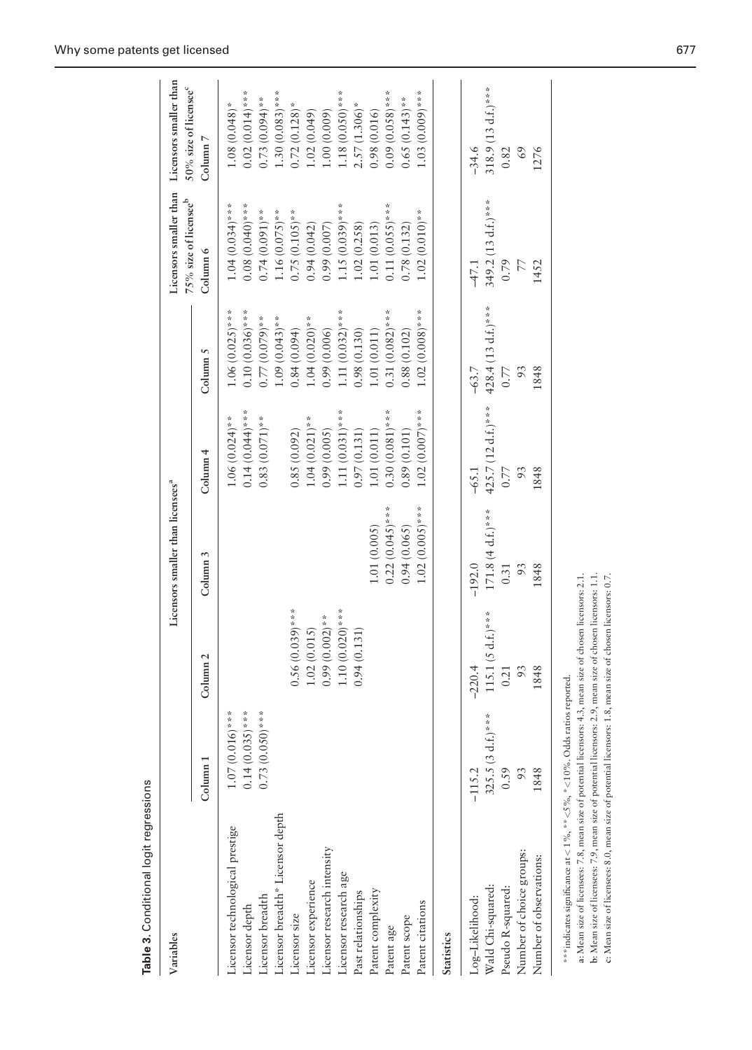**Table 3.** Conditional logit regressions

| Variables | Licensors smaller than licensees[a] | | | | | Licensors smaller than 75% size of licensee[b] | Licensors smaller than 50% size of licensee[c] |
|---|---|---|---|---|---|---|---|
| | Column 1 | Column 2 | Column 3 | Column 4 | Column 5 | Column 6 | Column 7 |
| Licensor technological prestige | 1.07 (0.016)*** | | | 1.06 (0.024)** | 1.06 (0.025)*** | 1.04 (0.034)*** | 1.08 (0.048)* |
| Licensor depth | 0.14 (0.035)*** | | | 0.14 (0.044)*** | 0.10 (0.036)*** | 0.08 (0.040)*** | 0.02 (0.014)*** |
| Licensor breadth | 0.73 (0.050)*** | | | 0.83 (0.071)** | 0.77 (0.079)** | 0.74 (0.091)** | 0.73 (0.094)** |
| Licensor breadth* Licensor depth | | | | | 1.09 (0.043)** | 1.16 (0.075)** | 1.30 (0.083)*** |
| Licensor size | | 0.56 (0.039)*** | | 0.85 (0.092) | 0.84 (0.094) | 0.75 (0.105)** | 0.72 (0.128)* |
| Licensor experience | | 1.02 (0.015) | | 1.04 (0.021)** | 1.04 (0.020)** | 0.94 (0.042) | 1.02 (0.049) |
| Licensor research intensity | | 0.99 (0.002)** | | 0.99 (0.005) | 0.99 (0.006) | 0.99 (0.007) | 1.00 (0.009) |
| Licensor research age | | 1.10 (0.020)*** | | 1.11 (0.031)*** | 1.11 (0.032)*** | 1.15 (0.039)*** | 1.18 (0.050)*** |
| Past relationships | | 0.94 (0.131) | | 0.97 (0.131) | 0.98 (0.130) | 1.02 (0.258) | 2.57 (1.306)* |
| Patent complexity | | | 1.01 (0.005) | 1.01 (0.011) | 1.01 (0.011) | 1.01 (0.013) | 0.98 (0.016) |
| Patent age | | | 0.22 (0.045)*** | 0.30 (0.081)*** | 0.31 (0.082)*** | 0.11 (0.055)*** | 0.09 (0.058)*** |
| Patent scope | | | 0.94 (0.065) | 0.89 (0.101) | 0.88 (0.102) | 0.78 (0.132) | 0.65 (0.143)** |
| Patent citations | | | 1.02 (0.005)*** | 1.02 (0.007)*** | 1.02 (0.008)*** | 1.02 (0.010)** | 1.03 (0.009)*** |
| **Statistics** | | | | | | | |
| Log-Likelihood: | −115.2 | −220.4 | −192.0 | −65.1 | −63.7 | −47.1 | −34.6 |
| Wald Chi-squared: | 325.5 (3 d.f.)*** | 115.1 (5 d.f.)*** | 171.8 (4 d.f.)*** | 425.7 (12 d.f.)*** | 428.4 (13 d.f.)*** | 349.2 (13 d.f.)*** | 318.9 (13 d.f.)*** |
| Pseudo R-squared: | 0.59 | 0.21 | 0.31 | 0.77 | 0.77 | 0.79 | 0.82 |
| Number of choice groups: | 93 | 93 | 93 | 93 | 93 | 77 | 69 |
| Number of observations: | 1848 | 1848 | 1848 | 1848 | 1848 | 1452 | 1276 |

***indicates significance at < 1%, ** <5%, * <10%. Odds ratios reported.

a: Mean size of licensees: 7.8, mean size of potential licensors: 4.3, mean size of chosen licensors: 2.1.

b: Mean size of licensees: 7.9, mean size of potential licensors: 2.9, mean size of chosen licensors: 1.1.

c: Mean size of licensees: 8.0, mean size of potential licensors: 1.8, mean size of chosen licensors: 0.7.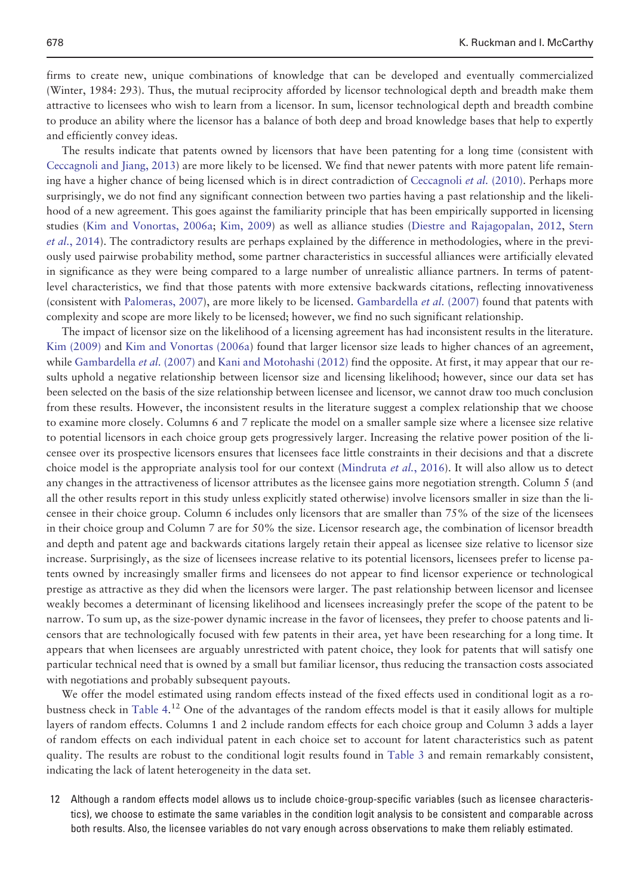firms to create new, unique combinations of knowledge that can be developed and eventually commercialized (Winter, 1984: 293). Thus, the mutual reciprocity afforded by licensor technological depth and breadth make them attractive to licensees who wish to learn from a licensor. In sum, licensor technological depth and breadth combine to produce an ability where the licensor has a balance of both deep and broad knowledge bases that help to expertly and efficiently convey ideas.

The results indicate that patents owned by licensors that have been patenting for a long time (consistent with Ceccagnoli and Jiang, 2013) are more likely to be licensed. We find that newer patents with more patent life remaining have a higher chance of being licensed which is in direct contradiction of Ceccagnoli *et al.* (2010). Perhaps more surprisingly, we do not find any significant connection between two parties having a past relationship and the likelihood of a new agreement. This goes against the familiarity principle that has been empirically supported in licensing studies (Kim and Vonortas, 2006a; Kim, 2009) as well as alliance studies (Diestre and Rajagopalan, 2012, Stern *et al.*, 2014). The contradictory results are perhaps explained by the difference in methodologies, where in the previously used pairwise probability method, some partner characteristics in successful alliances were artificially elevated in significance as they were being compared to a large number of unrealistic alliance partners. In terms of patent-level characteristics, we find that those patents with more extensive backwards citations, reflecting innovativeness (consistent with Palomeras, 2007), are more likely to be licensed. Gambardella *et al.* (2007) found that patents with complexity and scope are more likely to be licensed; however, we find no such significant relationship.

The impact of licensor size on the likelihood of a licensing agreement has had inconsistent results in the literature. Kim (2009) and Kim and Vonortas (2006a) found that larger licensor size leads to higher chances of an agreement, while Gambardella *et al.* (2007) and Kani and Motohashi (2012) find the opposite. At first, it may appear that our results uphold a negative relationship between licensor size and licensing likelihood; however, since our data set has been selected on the basis of the size relationship between licensee and licensor, we cannot draw too much conclusion from these results. However, the inconsistent results in the literature suggest a complex relationship that we choose to examine more closely. Columns 6 and 7 replicate the model on a smaller sample size where a licensee size relative to potential licensors in each choice group gets progressively larger. Increasing the relative power position of the licensee over its prospective licensors ensures that licensees face little constraints in their decisions and that a discrete choice model is the appropriate analysis tool for our context (Mindruta *et al.*, 2016). It will also allow us to detect any changes in the attractiveness of licensor attributes as the licensee gains more negotiation strength. Column 5 (and all the other results report in this study unless explicitly stated otherwise) involve licensors smaller in size than the licensee in their choice group. Column 6 includes only licensors that are smaller than 75% of the size of the licensees in their choice group and Column 7 are for 50% the size. Licensor research age, the combination of licensor breadth and depth and patent age and backwards citations largely retain their appeal as licensee size relative to licensor size increase. Surprisingly, as the size of licensees increase relative to its potential licensors, licensees prefer to license patents owned by increasingly smaller firms and licensees do not appear to find licensor experience or technological prestige as attractive as they did when the licensors were larger. The past relationship between licensor and licensee weakly becomes a determinant of licensing likelihood and licensees increasingly prefer the scope of the patent to be narrow. To sum up, as the size-power dynamic increase in the favor of licensees, they prefer to choose patents and licensors that are technologically focused with few patents in their area, yet have been researching for a long time. It appears that when licensees are arguably unrestricted with patent choice, they look for patents that will satisfy one particular technical need that is owned by a small but familiar licensor, thus reducing the transaction costs associated with negotiations and probably subsequent payouts.

We offer the model estimated using random effects instead of the fixed effects used in conditional logit as a robustness check in Table 4.[12] One of the advantages of the random effects model is that it easily allows for multiple layers of random effects. Columns 1 and 2 include random effects for each choice group and Column 3 adds a layer of random effects on each individual patent in each choice set to account for latent characteristics such as patent quality. The results are robust to the conditional logit results found in Table 3 and remain remarkably consistent, indicating the lack of latent heterogeneity in the data set.

12 Although a random effects model allows us to include choice-group-specific variables (such as licensee characteristics), we choose to estimate the same variables in the condition logit analysis to be consistent and comparable across both results. Also, the licensee variables do not vary enough across observations to make them reliably estimated.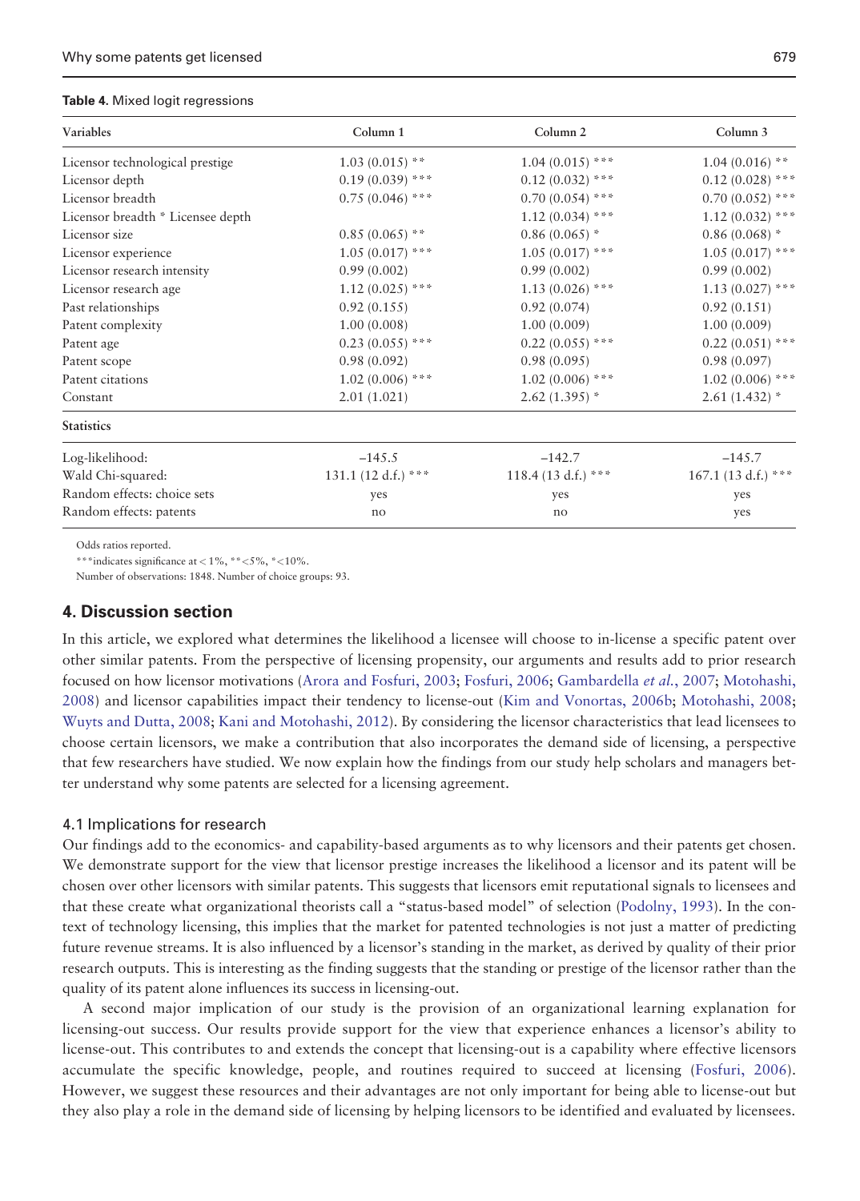**Table 4.** Mixed logit regressions

| Variables | Column 1 | Column 2 | Column 3 |
|---|---|---|---|
| Licensor technological prestige | 1.03 (0.015) ** | 1.04 (0.015) *** | 1.04 (0.016) ** |
| Licensor depth | 0.19 (0.039) *** | 0.12 (0.032) *** | 0.12 (0.028) *** |
| Licensor breadth | 0.75 (0.046) *** | 0.70 (0.054) *** | 0.70 (0.052) *** |
| Licensor breadth * Licensee depth | | 1.12 (0.034) *** | 1.12 (0.032) *** |
| Licensor size | 0.85 (0.065) ** | 0.86 (0.065) * | 0.86 (0.068) * |
| Licensor experience | 1.05 (0.017) *** | 1.05 (0.017) *** | 1.05 (0.017) *** |
| Licensor research intensity | 0.99 (0.002) | 0.99 (0.002) | 0.99 (0.002) |
| Licensor research age | 1.12 (0.025) *** | 1.13 (0.026) *** | 1.13 (0.027) *** |
| Past relationships | 0.92 (0.155) | 0.92 (0.074) | 0.92 (0.151) |
| Patent complexity | 1.00 (0.008) | 1.00 (0.009) | 1.00 (0.009) |
| Patent age | 0.23 (0.055) *** | 0.22 (0.055) *** | 0.22 (0.051) *** |
| Patent scope | 0.98 (0.092) | 0.98 (0.095) | 0.98 (0.097) |
| Patent citations | 1.02 (0.006) *** | 1.02 (0.006) *** | 1.02 (0.006) *** |
| Constant | 2.01 (1.021) | 2.62 (1.395) * | 2.61 (1.432) * |
| **Statistics** | | | |
| Log-likelihood: | −145.5 | −142.7 | −145.7 |
| Wald Chi-squared: | 131.1 (12 d.f.) *** | 118.4 (13 d.f.) *** | 167.1 (13 d.f.) *** |
| Random effects: choice sets | yes | yes | yes |
| Random effects: patents | no | no | yes |

Odds ratios reported.

***indicates significance at < 1%, **<5%, *<10%.

Number of observations: 1848. Number of choice groups: 93.

## 4. Discussion section

In this article, we explored what determines the likelihood a licensee will choose to in-license a specific patent over other similar patents. From the perspective of licensing propensity, our arguments and results add to prior research focused on how licensor motivations (Arora and Fosfuri, 2003; Fosfuri, 2006; Gambardella *et al.*, 2007; Motohashi, 2008) and licensor capabilities impact their tendency to license-out (Kim and Vonortas, 2006b; Motohashi, 2008; Wuyts and Dutta, 2008; Kani and Motohashi, 2012). By considering the licensor characteristics that lead licensees to choose certain licensors, we make a contribution that also incorporates the demand side of licensing, a perspective that few researchers have studied. We now explain how the findings from our study help scholars and managers better understand why some patents are selected for a licensing agreement.

### 4.1 Implications for research

Our findings add to the economics- and capability-based arguments as to why licensors and their patents get chosen. We demonstrate support for the view that licensor prestige increases the likelihood a licensor and its patent will be chosen over other licensors with similar patents. This suggests that licensors emit reputational signals to licensees and that these create what organizational theorists call a "status-based model" of selection (Podolny, 1993). In the context of technology licensing, this implies that the market for patented technologies is not just a matter of predicting future revenue streams. It is also influenced by a licensor's standing in the market, as derived by quality of their prior research outputs. This is interesting as the finding suggests that the standing or prestige of the licensor rather than the quality of its patent alone influences its success in licensing-out.

A second major implication of our study is the provision of an organizational learning explanation for licensing-out success. Our results provide support for the view that experience enhances a licensor's ability to license-out. This contributes to and extends the concept that licensing-out is a capability where effective licensors accumulate the specific knowledge, people, and routines required to succeed at licensing (Fosfuri, 2006). However, we suggest these resources and their advantages are not only important for being able to license-out but they also play a role in the demand side of licensing by helping licensors to be identified and evaluated by licensees.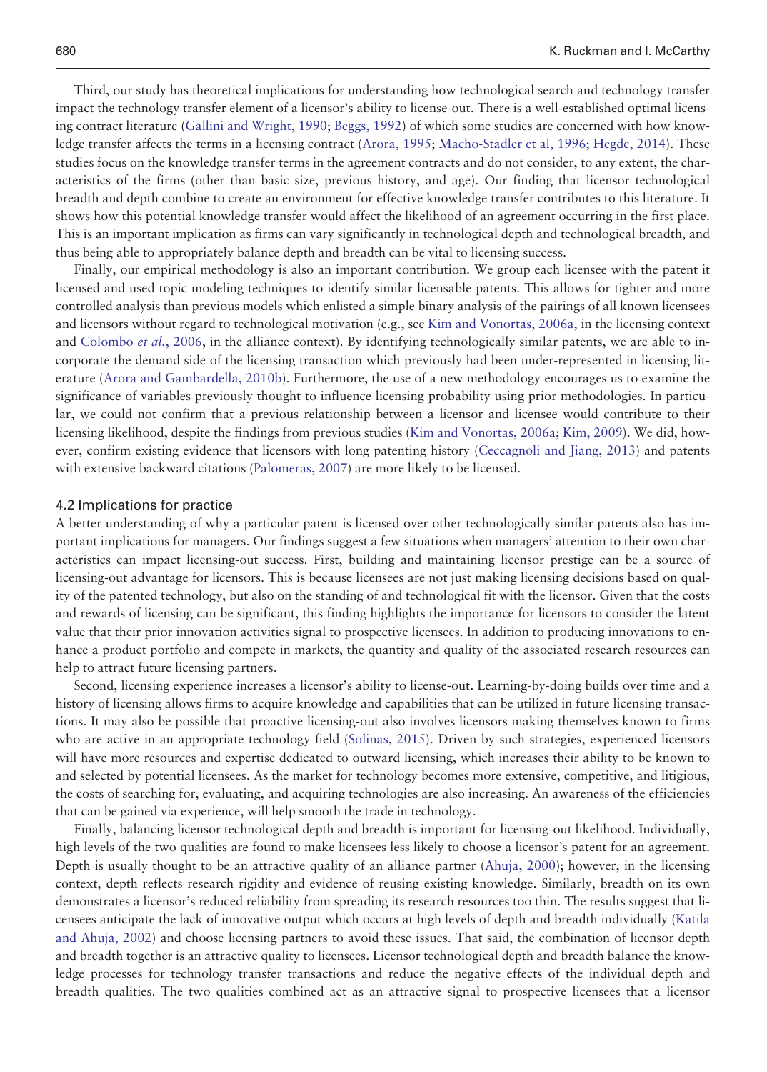Third, our study has theoretical implications for understanding how technological search and technology transfer impact the technology transfer element of a licensor's ability to license-out. There is a well-established optimal licensing contract literature (Gallini and Wright, 1990; Beggs, 1992) of which some studies are concerned with how knowledge transfer affects the terms in a licensing contract (Arora, 1995; Macho-Stadler et al, 1996; Hegde, 2014). These studies focus on the knowledge transfer terms in the agreement contracts and do not consider, to any extent, the characteristics of the firms (other than basic size, previous history, and age). Our finding that licensor technological breadth and depth combine to create an environment for effective knowledge transfer contributes to this literature. It shows how this potential knowledge transfer would affect the likelihood of an agreement occurring in the first place. This is an important implication as firms can vary significantly in technological depth and technological breadth, and thus being able to appropriately balance depth and breadth can be vital to licensing success.

Finally, our empirical methodology is also an important contribution. We group each licensee with the patent it licensed and used topic modeling techniques to identify similar licensable patents. This allows for tighter and more controlled analysis than previous models which enlisted a simple binary analysis of the pairings of all known licensees and licensors without regard to technological motivation (e.g., see Kim and Vonortas, 2006a, in the licensing context and Colombo *et al.*, 2006, in the alliance context). By identifying technologically similar patents, we are able to incorporate the demand side of the licensing transaction which previously had been under-represented in licensing literature (Arora and Gambardella, 2010b). Furthermore, the use of a new methodology encourages us to examine the significance of variables previously thought to influence licensing probability using prior methodologies. In particular, we could not confirm that a previous relationship between a licensor and licensee would contribute to their licensing likelihood, despite the findings from previous studies (Kim and Vonortas, 2006a; Kim, 2009). We did, however, confirm existing evidence that licensors with long patenting history (Ceccagnoli and Jiang, 2013) and patents with extensive backward citations (Palomeras, 2007) are more likely to be licensed.

### 4.2 Implications for practice

A better understanding of why a particular patent is licensed over other technologically similar patents also has important implications for managers. Our findings suggest a few situations when managers' attention to their own characteristics can impact licensing-out success. First, building and maintaining licensor prestige can be a source of licensing-out advantage for licensors. This is because licensees are not just making licensing decisions based on quality of the patented technology, but also on the standing of and technological fit with the licensor. Given that the costs and rewards of licensing can be significant, this finding highlights the importance for licensors to consider the latent value that their prior innovation activities signal to prospective licensees. In addition to producing innovations to enhance a product portfolio and compete in markets, the quantity and quality of the associated research resources can help to attract future licensing partners.

Second, licensing experience increases a licensor's ability to license-out. Learning-by-doing builds over time and a history of licensing allows firms to acquire knowledge and capabilities that can be utilized in future licensing transactions. It may also be possible that proactive licensing-out also involves licensors making themselves known to firms who are active in an appropriate technology field (Solinas, 2015). Driven by such strategies, experienced licensors will have more resources and expertise dedicated to outward licensing, which increases their ability to be known to and selected by potential licensees. As the market for technology becomes more extensive, competitive, and litigious, the costs of searching for, evaluating, and acquiring technologies are also increasing. An awareness of the efficiencies that can be gained via experience, will help smooth the trade in technology.

Finally, balancing licensor technological depth and breadth is important for licensing-out likelihood. Individually, high levels of the two qualities are found to make licensees less likely to choose a licensor's patent for an agreement. Depth is usually thought to be an attractive quality of an alliance partner (Ahuja, 2000); however, in the licensing context, depth reflects research rigidity and evidence of reusing existing knowledge. Similarly, breadth on its own demonstrates a licensor's reduced reliability from spreading its research resources too thin. The results suggest that licensees anticipate the lack of innovative output which occurs at high levels of depth and breadth individually (Katila and Ahuja, 2002) and choose licensing partners to avoid these issues. That said, the combination of licensor depth and breadth together is an attractive quality to licensees. Licensor technological depth and breadth balance the knowledge processes for technology transfer transactions and reduce the negative effects of the individual depth and breadth qualities. The two qualities combined act as an attractive signal to prospective licensees that a licensor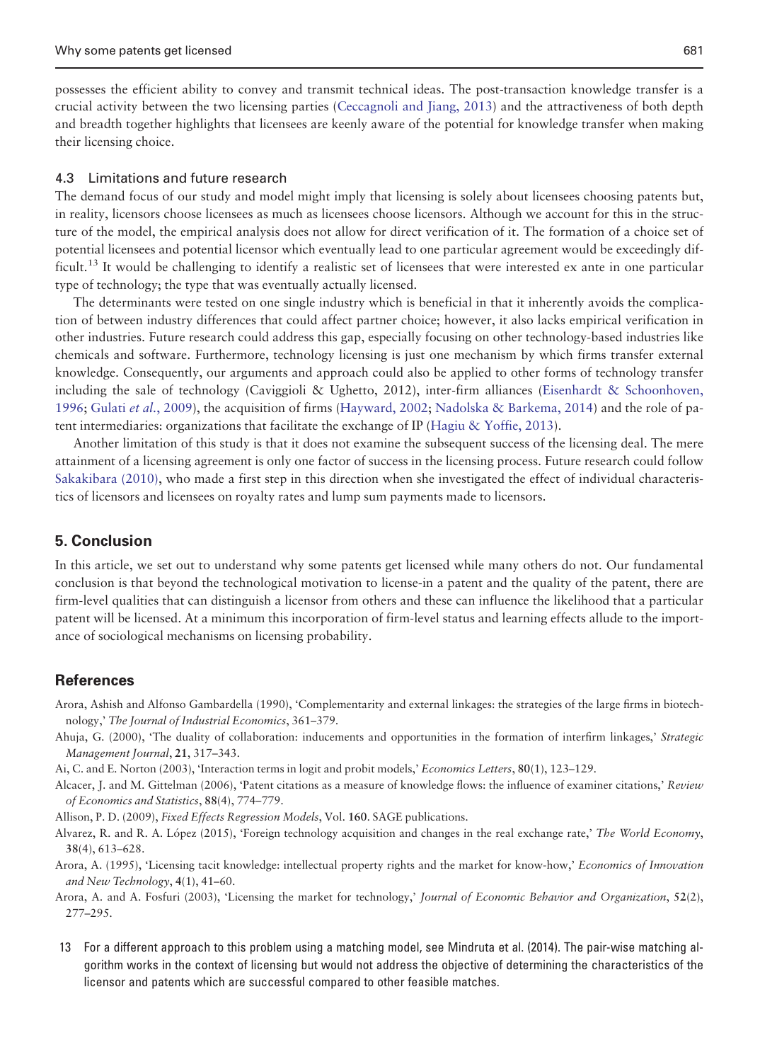possesses the efficient ability to convey and transmit technical ideas. The post-transaction knowledge transfer is a crucial activity between the two licensing parties (Ceccagnoli and Jiang, 2013) and the attractiveness of both depth and breadth together highlights that licensees are keenly aware of the potential for knowledge transfer when making their licensing choice.

### 4.3 Limitations and future research

The demand focus of our study and model might imply that licensing is solely about licensees choosing patents but, in reality, licensors choose licensees as much as licensees choose licensors. Although we account for this in the structure of the model, the empirical analysis does not allow for direct verification of it. The formation of a choice set of potential licensees and potential licensor which eventually lead to one particular agreement would be exceedingly difficult.[13] It would be challenging to identify a realistic set of licensees that were interested ex ante in one particular type of technology; the type that was eventually actually licensed.

The determinants were tested on one single industry which is beneficial in that it inherently avoids the complication of between industry differences that could affect partner choice; however, it also lacks empirical verification in other industries. Future research could address this gap, especially focusing on other technology-based industries like chemicals and software. Furthermore, technology licensing is just one mechanism by which firms transfer external knowledge. Consequently, our arguments and approach could also be applied to other forms of technology transfer including the sale of technology (Caviggioli & Ughetto, 2012), inter-firm alliances (Eisenhardt & Schoonhoven, 1996; Gulati *et al.*, 2009), the acquisition of firms (Hayward, 2002; Nadolska & Barkema, 2014) and the role of patent intermediaries: organizations that facilitate the exchange of IP (Hagiu & Yoffie, 2013).

Another limitation of this study is that it does not examine the subsequent success of the licensing deal. The mere attainment of a licensing agreement is only one factor of success in the licensing process. Future research could follow Sakakibara (2010), who made a first step in this direction when she investigated the effect of individual characteristics of licensors and licensees on royalty rates and lump sum payments made to licensors.

## 5. Conclusion

In this article, we set out to understand why some patents get licensed while many others do not. Our fundamental conclusion is that beyond the technological motivation to license-in a patent and the quality of the patent, there are firm-level qualities that can distinguish a licensor from others and these can influence the likelihood that a particular patent will be licensed. At a minimum this incorporation of firm-level status and learning effects allude to the importance of sociological mechanisms on licensing probability.

## References

Arora, Ashish and Alfonso Gambardella (1990), 'Complementarity and external linkages: the strategies of the large firms in biotechnology,' *The Journal of Industrial Economics*, 361–379.

Ahuja, G. (2000), 'The duality of collaboration: inducements and opportunities in the formation of interfirm linkages,' *Strategic Management Journal*, **21**, 317–343.

Ai, C. and E. Norton (2003), 'Interaction terms in logit and probit models,' *Economics Letters*, **80**(1), 123–129.

Alcacer, J. and M. Gittelman (2006), 'Patent citations as a measure of knowledge flows: the influence of examiner citations,' *Review of Economics and Statistics*, **88**(4), 774–779.

Allison, P. D. (2009), *Fixed Effects Regression Models*, Vol. **160**. SAGE publications.

Alvarez, R. and R. A. López (2015), 'Foreign technology acquisition and changes in the real exchange rate,' *The World Economy*, **38**(4), 613–628.

Arora, A. (1995), 'Licensing tacit knowledge: intellectual property rights and the market for know-how,' *Economics of Innovation and New Technology*, **4**(1), 41–60.

Arora, A. and A. Fosfuri (2003), 'Licensing the market for technology,' *Journal of Economic Behavior and Organization*, **52**(2), 277–295.

13 For a different approach to this problem using a matching model, see Mindruta et al. (2014). The pair-wise matching algorithm works in the context of licensing but would not address the objective of determining the characteristics of the licensor and patents which are successful compared to other feasible matches.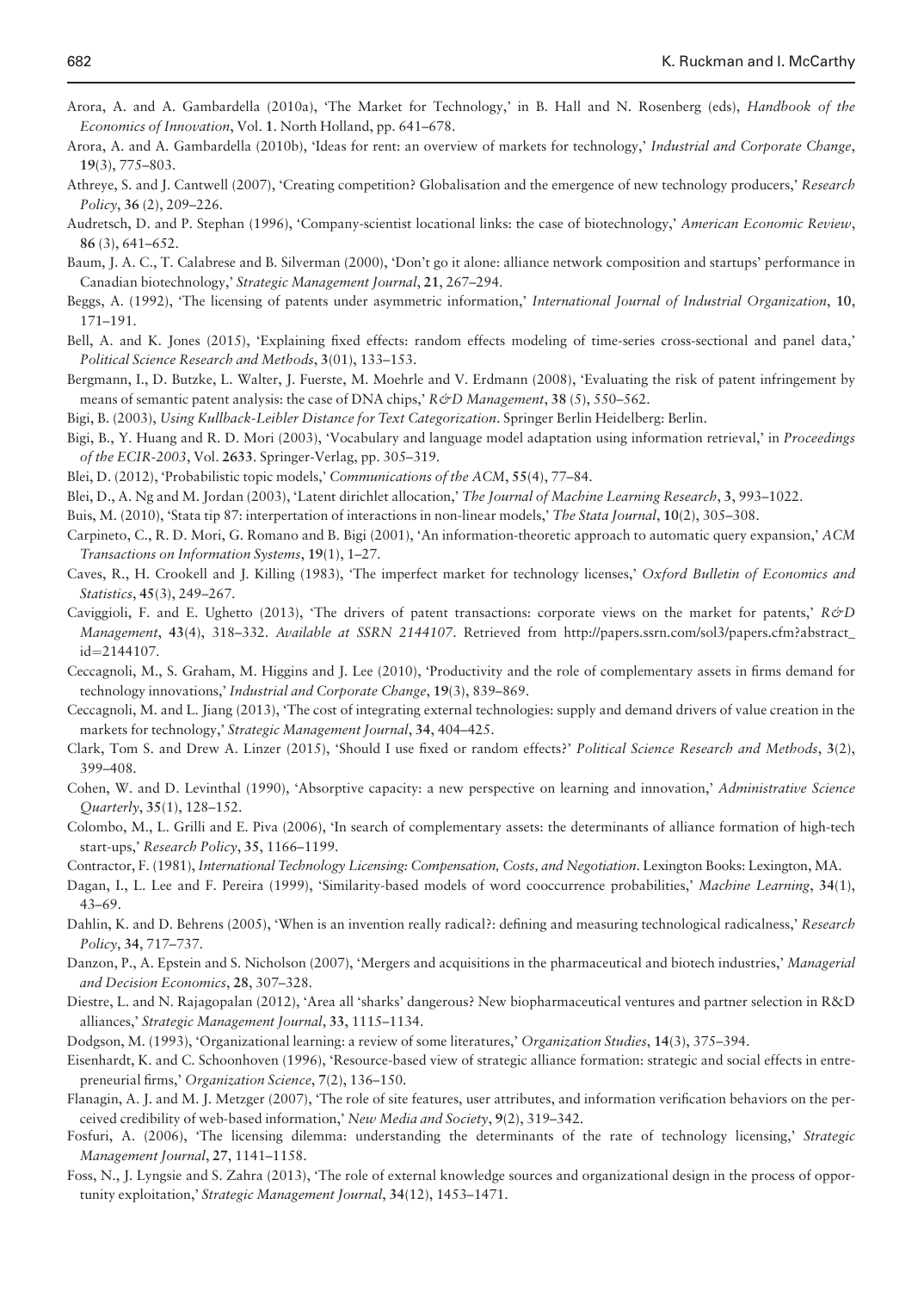Arora, A. and A. Gambardella (2010a), 'The Market for Technology,' in B. Hall and N. Rosenberg (eds), *Handbook of the Economics of Innovation*, Vol. **1**. North Holland, pp. 641–678.

Arora, A. and A. Gambardella (2010b), 'Ideas for rent: an overview of markets for technology,' *Industrial and Corporate Change*, **19**(3), 775–803.

Athreye, S. and J. Cantwell (2007), 'Creating competition? Globalisation and the emergence of new technology producers,' *Research Policy*, **36** (2), 209–226.

Audretsch, D. and P. Stephan (1996), 'Company-scientist locational links: the case of biotechnology,' *American Economic Review*, **86** (3), 641–652.

Baum, J. A. C., T. Calabrese and B. Silverman (2000), 'Don't go it alone: alliance network composition and startups' performance in Canadian biotechnology,' *Strategic Management Journal*, **21**, 267–294.

Beggs, A. (1992), 'The licensing of patents under asymmetric information,' *International Journal of Industrial Organization*, **10**, 171–191.

Bell, A. and K. Jones (2015), 'Explaining fixed effects: random effects modeling of time-series cross-sectional and panel data,' *Political Science Research and Methods*, **3**(01), 133–153.

Bergmann, I., D. Butzke, L. Walter, J. Fuerste, M. Moehrle and V. Erdmann (2008), 'Evaluating the risk of patent infringement by means of semantic patent analysis: the case of DNA chips,' *R&D Management*, **38** (5), 550–562.

Bigi, B. (2003), *Using Kullback-Leibler Distance for Text Categorization*. Springer Berlin Heidelberg: Berlin.

Bigi, B., Y. Huang and R. D. Mori (2003), 'Vocabulary and language model adaptation using information retrieval,' in *Proceedings of the ECIR-2003*, Vol. **2633**. Springer-Verlag, pp. 305–319.

Blei, D. (2012), 'Probabilistic topic models,' *Communications of the ACM*, **55**(4), 77–84.

Blei, D., A. Ng and M. Jordan (2003), 'Latent dirichlet allocation,' *The Journal of Machine Learning Research*, **3**, 993–1022.

Buis, M. (2010), 'Stata tip 87: interpertation of interactions in non-linear models,' *The Stata Journal*, **10**(2), 305–308.

Carpineto, C., R. D. Mori, G. Romano and B. Bigi (2001), 'An information-theoretic approach to automatic query expansion,' *ACM Transactions on Information Systems*, **19**(1), 1–27.

Caves, R., H. Crookell and J. Killing (1983), 'The imperfect market for technology licenses,' *Oxford Bulletin of Economics and Statistics*, **45**(3), 249–267.

Caviggioli, F. and E. Ughetto (2013), 'The drivers of patent transactions: corporate views on the market for patents,' *R&D Management*, **43**(4), 318–332. *Available at SSRN 2144107*. Retrieved from http://papers.ssrn.com/sol3/papers.cfm?abstract_id=2144107.

Ceccagnoli, M., S. Graham, M. Higgins and J. Lee (2010), 'Productivity and the role of complementary assets in firms demand for technology innovations,' *Industrial and Corporate Change*, **19**(3), 839–869.

Ceccagnoli, M. and L. Jiang (2013), 'The cost of integrating external technologies: supply and demand drivers of value creation in the markets for technology,' *Strategic Management Journal*, **34**, 404–425.

Clark, Tom S. and Drew A. Linzer (2015), 'Should I use fixed or random effects?' *Political Science Research and Methods*, **3**(2), 399–408.

Cohen, W. and D. Levinthal (1990), 'Absorptive capacity: a new perspective on learning and innovation,' *Administrative Science Quarterly*, **35**(1), 128–152.

Colombo, M., L. Grilli and E. Piva (2006), 'In search of complementary assets: the determinants of alliance formation of high-tech start-ups,' *Research Policy*, **35**, 1166–1199.

Contractor, F. (1981), *International Technology Licensing: Compensation, Costs, and Negotiation*. Lexington Books: Lexington, MA.

Dagan, I., L. Lee and F. Pereira (1999), 'Similarity-based models of word cooccurrence probabilities,' *Machine Learning*, **34**(1), 43–69.

Dahlin, K. and D. Behrens (2005), 'When is an invention really radical?: defining and measuring technological radicalness,' *Research Policy*, **34**, 717–737.

Danzon, P., A. Epstein and S. Nicholson (2007), 'Mergers and acquisitions in the pharmaceutical and biotech industries,' *Managerial and Decision Economics*, **28**, 307–328.

Diestre, L. and N. Rajagopalan (2012), 'Area all 'sharks' dangerous? New biopharmaceutical ventures and partner selection in R&D alliances,' *Strategic Management Journal*, **33**, 1115–1134.

Dodgson, M. (1993), 'Organizational learning: a review of some literatures,' *Organization Studies*, **14**(3), 375–394.

Eisenhardt, K. and C. Schoonhoven (1996), 'Resource-based view of strategic alliance formation: strategic and social effects in entrepreneurial firms,' *Organization Science*, **7**(2), 136–150.

Flanagin, A. J. and M. J. Metzger (2007), 'The role of site features, user attributes, and information verification behaviors on the perceived credibility of web-based information,' *New Media and Society*, **9**(2), 319–342.

Fosfuri, A. (2006), 'The licensing dilemma: understanding the determinants of the rate of technology licensing,' *Strategic Management Journal*, **27**, 1141–1158.

Foss, N., J. Lyngsie and S. Zahra (2013), 'The role of external knowledge sources and organizational design in the process of opportunity exploitation,' *Strategic Management Journal*, **34**(12), 1453–1471.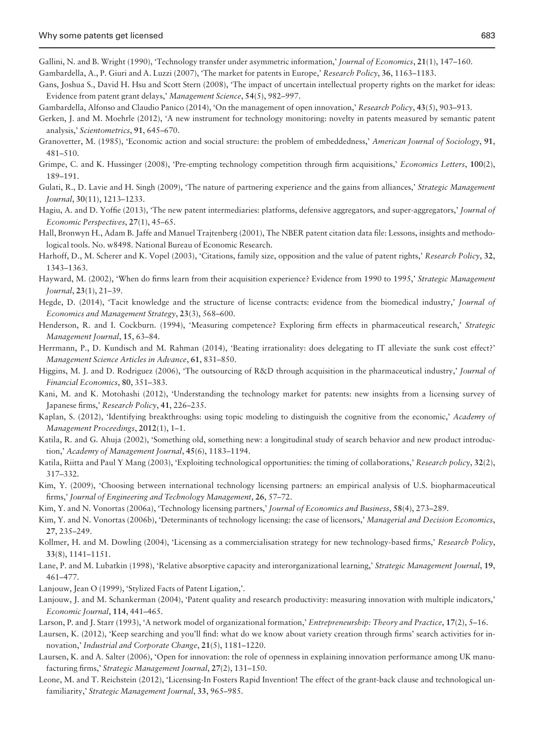Gallini, N. and B. Wright (1990), 'Technology transfer under asymmetric information,' *Journal of Economics*, **21**(1), 147–160.

Gambardella, A., P. Giuri and A. Luzzi (2007), 'The market for patents in Europe,' *Research Policy*, **36**, 1163–1183.

Gans, Joshua S., David H. Hsu and Scott Stern (2008), 'The impact of uncertain intellectual property rights on the market for ideas: Evidence from patent grant delays,' *Management Science*, **54**(5), 982–997.

Gambardella, Alfonso and Claudio Panico (2014), 'On the management of open innovation,' *Research Policy*, **43**(5), 903–913.

Gerken, J. and M. Moehrle (2012), 'A new instrument for technology monitoring: novelty in patents measured by semantic patent analysis,' *Scientometrics*, **91**, 645–670.

Granovetter, M. (1985), 'Economic action and social structure: the problem of embeddedness,' *American Journal of Sociology*, **91**, 481–510.

Grimpe, C. and K. Hussinger (2008), 'Pre-empting technology competition through firm acquisitions,' *Economics Letters*, **100**(2), 189–191.

Gulati, R., D. Lavie and H. Singh (2009), 'The nature of partnering experience and the gains from alliances,' *Strategic Management Journal*, **30**(11), 1213–1233.

Hagiu, A. and D. Yoffie (2013), 'The new patent intermediaries: platforms, defensive aggregators, and super-aggregators,' *Journal of Economic Perspectives*, **27**(1), 45–65.

Hall, Bronwyn H., Adam B. Jaffe and Manuel Trajtenberg (2001), The NBER patent citation data file: Lessons, insights and methodological tools. No. w8498. National Bureau of Economic Research.

Harhoff, D., M. Scherer and K. Vopel (2003), 'Citations, family size, opposition and the value of patent rights,' *Research Policy*, **32**, 1343–1363.

Hayward, M. (2002), 'When do firms learn from their acquisition experience? Evidence from 1990 to 1995,' *Strategic Management Journal*, **23**(1), 21–39.

Hegde, D. (2014), 'Tacit knowledge and the structure of license contracts: evidence from the biomedical industry,' *Journal of Economics and Management Strategy*, **23**(3), 568–600.

Henderson, R. and I. Cockburn. (1994), 'Measuring competence? Exploring firm effects in pharmaceutical research,' *Strategic Management Journal*, **15**, 63–84.

Herrmann, P., D. Kundisch and M. Rahman (2014), 'Beating irrationality: does delegating to IT alleviate the sunk cost effect?' *Management Science Articles in Advance*, **61**, 831–850.

Higgins, M. J. and D. Rodriguez (2006), 'The outsourcing of R&D through acquisition in the pharmaceutical industry,' *Journal of Financial Economics*, **80**, 351–383.

Kani, M. and K. Motohashi (2012), 'Understanding the technology market for patents: new insights from a licensing survey of Japanese firms,' *Research Policy*, **41**, 226–235.

Kaplan, S. (2012), 'Identifying breakthroughs: using topic modeling to distinguish the cognitive from the economic,' *Academy of Management Proceedings*, **2012**(1), 1–1.

Katila, R. and G. Ahuja (2002), 'Something old, something new: a longitudinal study of search behavior and new product introduction,' *Academy of Management Journal*, **45**(6), 1183–1194.

Katila, Riitta and Paul Y Mang (2003), 'Exploiting technological opportunities: the timing of collaborations,' *Research policy*, **32**(2), 317–332.

Kim, Y. (2009), 'Choosing between international technology licensing partners: an empirical analysis of U.S. biopharmaceutical firms,' *Journal of Engineering and Technology Management*, **26**, 57–72.

Kim, Y. and N. Vonortas (2006a), 'Technology licensing partners,' *Journal of Economics and Business*, **58**(4), 273–289.

Kim, Y. and N. Vonortas (2006b), 'Determinants of technology licensing: the case of licensors,' *Managerial and Decision Economics*, **27**, 235–249.

Kollmer, H. and M. Dowling (2004), 'Licensing as a commercialisation strategy for new technology-based firms,' *Research Policy*, **33**(8), 1141–1151.

Lane, P. and M. Lubatkin (1998), 'Relative absorptive capacity and interorganizational learning,' *Strategic Management Journal*, **19**, 461–477.

Lanjouw, Jean O (1999), 'Stylized Facts of Patent Ligation,'.

Lanjouw, J. and M. Schankerman (2004), 'Patent quality and research productivity: measuring innovation with multiple indicators,' *Economic Journal*, **114**, 441–465.

Larson, P. and J. Starr (1993), 'A network model of organizational formation,' *Entrepreneurship: Theory and Practice*, **17**(2), 5–16.

Laursen, K. (2012), 'Keep searching and you'll find: what do we know about variety creation through firms' search activities for innovation,' *Industrial and Corporate Change*, **21**(5), 1181–1220.

Laursen, K. and A. Salter (2006), 'Open for innovation: the role of openness in explaining innovation performance among UK manufacturing firms,' *Strategic Management Journal*, **27**(2), 131–150.

Leone, M. and T. Reichstein (2012), 'Licensing-In Fosters Rapid Invention! The effect of the grant-back clause and technological unfamiliarity,' *Strategic Management Journal*, **33**, 965–985.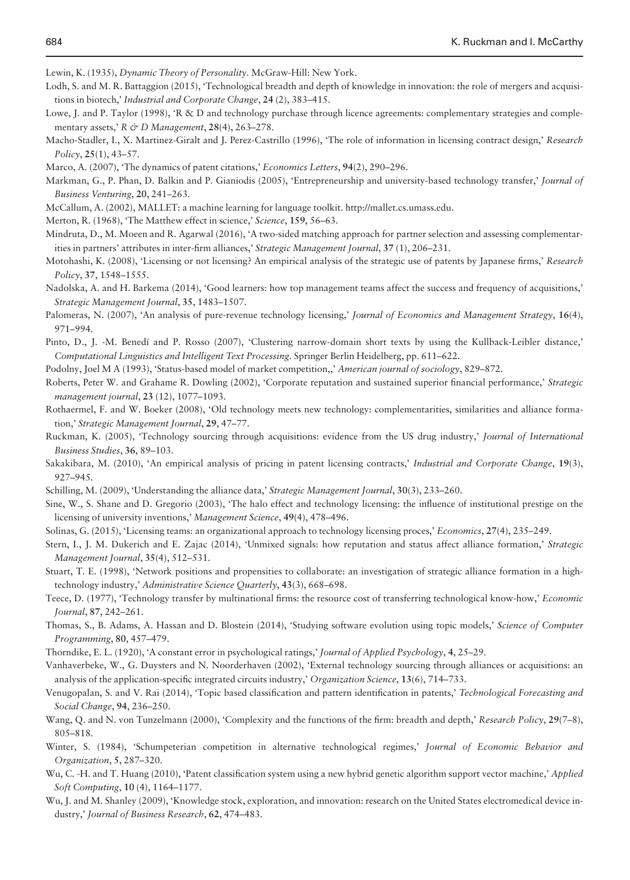Lewin, K. (1935), *Dynamic Theory of Personality*. McGraw-Hill: New York.

Lodh, S. and M. R. Battaggion (2015), 'Technological breadth and depth of knowledge in innovation: the role of mergers and acquisitions in biotech,' *Industrial and Corporate Change*, **24** (2), 383–415.

Lowe, J. and P. Taylor (1998), 'R & D and technology purchase through licence agreements: complementary strategies and complementary assets,' *R & D Management*, **28**(4), 263–278.

Macho-Stadler, I., X. Martinez-Giralt and J. Perez-Castrillo (1996), 'The role of information in licensing contract design,' *Research Policy*, **25**(1), 43–57.

Marco, A. (2007), 'The dynamics of patent citations,' *Economics Letters*, **94**(2), 290–296.

Markman, G., P. Phan, D. Balkin and P. Gianiodis (2005), 'Entrepreneurship and university-based technology transfer,' *Journal of Business Venturing*, **20**, 241–263.

McCallum, A. (2002), MALLET: a machine learning for language toolkit. http://mallet.cs.umass.edu.

Merton, R. (1968), 'The Matthew effect in science,' *Science*, **159**, 56–63.

Mindruta, D., M. Moeen and R. Agarwal (2016), 'A two-sided matching approach for partner selection and assessing complementarities in partners' attributes in inter-firm alliances,' *Strategic Management Journal*, **37** (1), 206–231.

Motohashi, K. (2008), 'Licensing or not licensing? An empirical analysis of the strategic use of patents by Japanese firms,' *Research Policy*, **37**, 1548–1555.

Nadolska, A. and H. Barkema (2014), 'Good learners: how top management teams affect the success and frequency of acquisitions,' *Strategic Management Journal*, **35**, 1483–1507.

Palomeras, N. (2007), 'An analysis of pure-revenue technology licensing,' *Journal of Economics and Management Strategy*, **16**(4), 971–994.

Pinto, D., J. -M. Benedí and P. Rosso (2007), 'Clustering narrow-domain short texts by using the Kullback-Leibler distance,' *Computational Linguistics and Intelligent Text Processing*. Springer Berlin Heidelberg, pp. 611–622.

Podolny, Joel M A (1993), 'Status-based model of market competition,,' *American journal of sociology*, 829–872.

Roberts, Peter W. and Grahame R. Dowling (2002), 'Corporate reputation and sustained superior financial performance,' *Strategic management journal*, **23** (12), 1077–1093.

Rothaermel, F. and W. Boeker (2008), 'Old technology meets new technology: complementarities, similarities and alliance formation,' *Strategic Management Journal*, **29**, 47–77.

Ruckman, K. (2005), 'Technology sourcing through acquisitions: evidence from the US drug industry,' *Journal of International Business Studies*, **36**, 89–103.

Sakakibara, M. (2010), 'An empirical analysis of pricing in patent licensing contracts,' *Industrial and Corporate Change*, **19**(3), 927–945.

Schilling, M. (2009), 'Understanding the alliance data,' *Strategic Management Journal*, **30**(3), 233–260.

Sine, W., S. Shane and D. Gregorio (2003), 'The halo effect and technology licensing: the influence of institutional prestige on the licensing of university inventions,' *Management Science*, **49**(4), 478–496.

Solinas, G. (2015), 'Licensing teams: an organizational approach to technology licensing proces,' *Economics*, **27**(4), 235–249.

Stern, I., J. M. Dukerich and E. Zajac (2014), 'Unmixed signals: how reputation and status affect alliance formation,' *Strategic Management Journal*, **35**(4), 512–531.

Stuart, T. E. (1998), 'Network positions and propensities to collaborate: an investigation of strategic alliance formation in a high-technology industry,' *Administrative Science Quarterly*, **43**(3), 668–698.

Teece, D. (1977), 'Technology transfer by multinational firms: the resource cost of transferring technological know-how,' *Economic Journal*, **87**, 242–261.

Thomas, S., B. Adams, A. Hassan and D. Blostein (2014), 'Studying software evolution using topic models,' *Science of Computer Programming*, **80**, 457–479.

Thorndike, E. L. (1920), 'A constant error in psychological ratings,' *Journal of Applied Psychology*, **4**, 25–29.

Vanhaverbeke, W., G. Duysters and N. Noorderhaven (2002), 'External technology sourcing through alliances or acquisitions: an analysis of the application-specific integrated circuits industry,' *Organization Science*, **13**(6), 714–733.

Venugopalan, S. and V. Rai (2014), 'Topic based classification and pattern identification in patents,' *Technological Forecasting and Social Change*, **94**, 236–250.

Wang, Q. and N. von Tunzelmann (2000), 'Complexity and the functions of the firm: breadth and depth,' *Research Policy*, **29**(7–8), 805–818.

Winter, S. (1984), 'Schumpeterian competition in alternative technological regimes,' *Journal of Economic Behavior and Organization*, **5**, 287–320.

Wu, C. -H. and T. Huang (2010), 'Patent classification system using a new hybrid genetic algorithm support vector machine,' *Applied Soft Computing*, **10** (4), 1164–1177.

Wu, J. and M. Shanley (2009), 'Knowledge stock, exploration, and innovation: research on the United States electromedical device industry,' *Journal of Business Research*, **62**, 474–483.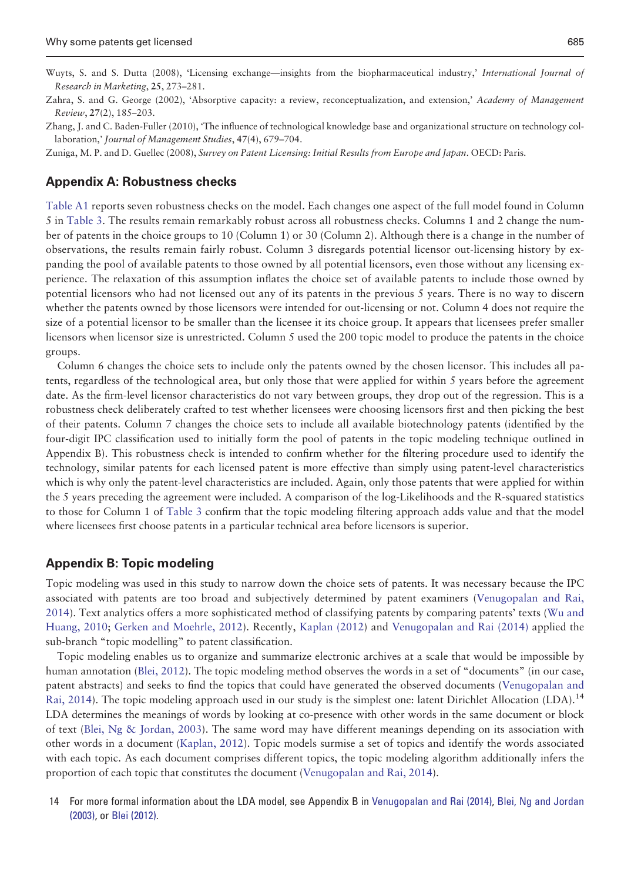Wuyts, S. and S. Dutta (2008), 'Licensing exchange—insights from the biopharmaceutical industry,' *International Journal of Research in Marketing*, **25**, 273–281.

Zahra, S. and G. George (2002), 'Absorptive capacity: a review, reconceptualization, and extension,' *Academy of Management Review*, **27**(2), 185–203.

Zhang, J. and C. Baden-Fuller (2010), 'The influence of technological knowledge base and organizational structure on technology collaboration,' *Journal of Management Studies*, **47**(4), 679–704.

Zuniga, M. P. and D. Guellec (2008), *Survey on Patent Licensing: Initial Results from Europe and Japan*. OECD: Paris.

## Appendix A: Robustness checks

Table A1 reports seven robustness checks on the model. Each changes one aspect of the full model found in Column 5 in Table 3. The results remain remarkably robust across all robustness checks. Columns 1 and 2 change the number of patents in the choice groups to 10 (Column 1) or 30 (Column 2). Although there is a change in the number of observations, the results remain fairly robust. Column 3 disregards potential licensor out-licensing history by expanding the pool of available patents to those owned by all potential licensors, even those without any licensing experience. The relaxation of this assumption inflates the choice set of available patents to include those owned by potential licensors who had not licensed out any of its patents in the previous 5 years. There is no way to discern whether the patents owned by those licensors were intended for out-licensing or not. Column 4 does not require the size of a potential licensor to be smaller than the licensee it its choice group. It appears that licensees prefer smaller licensors when licensor size is unrestricted. Column 5 used the 200 topic model to produce the patents in the choice groups.

Column 6 changes the choice sets to include only the patents owned by the chosen licensor. This includes all patents, regardless of the technological area, but only those that were applied for within 5 years before the agreement date. As the firm-level licensor characteristics do not vary between groups, they drop out of the regression. This is a robustness check deliberately crafted to test whether licensees were choosing licensors first and then picking the best of their patents. Column 7 changes the choice sets to include all available biotechnology patents (identified by the four-digit IPC classification used to initially form the pool of patents in the topic modeling technique outlined in Appendix B). This robustness check is intended to confirm whether for the filtering procedure used to identify the technology, similar patents for each licensed patent is more effective than simply using patent-level characteristics which is why only the patent-level characteristics are included. Again, only those patents that were applied for within the 5 years preceding the agreement were included. A comparison of the log-Likelihoods and the R-squared statistics to those for Column 1 of Table 3 confirm that the topic modeling filtering approach adds value and that the model where licensees first choose patents in a particular technical area before licensors is superior.

## Appendix B: Topic modeling

Topic modeling was used in this study to narrow down the choice sets of patents. It was necessary because the IPC associated with patents are too broad and subjectively determined by patent examiners (Venugopalan and Rai, 2014). Text analytics offers a more sophisticated method of classifying patents by comparing patents' texts (Wu and Huang, 2010; Gerken and Moehrle, 2012). Recently, Kaplan (2012) and Venugopalan and Rai (2014) applied the sub-branch "topic modelling" to patent classification.

Topic modeling enables us to organize and summarize electronic archives at a scale that would be impossible by human annotation (Blei, 2012). The topic modeling method observes the words in a set of "documents" (in our case, patent abstracts) and seeks to find the topics that could have generated the observed documents (Venugopalan and Rai, 2014). The topic modeling approach used in our study is the simplest one: latent Dirichlet Allocation (LDA).[14] LDA determines the meanings of words by looking at co-presence with other words in the same document or block of text (Blei, Ng & Jordan, 2003). The same word may have different meanings depending on its association with other words in a document (Kaplan, 2012). Topic models surmise a set of topics and identify the words associated with each topic. As each document comprises different topics, the topic modeling algorithm additionally infers the proportion of each topic that constitutes the document (Venugopalan and Rai, 2014).

14 For more formal information about the LDA model, see Appendix B in Venugopalan and Rai (2014), Blei, Ng and Jordan (2003), or Blei (2012).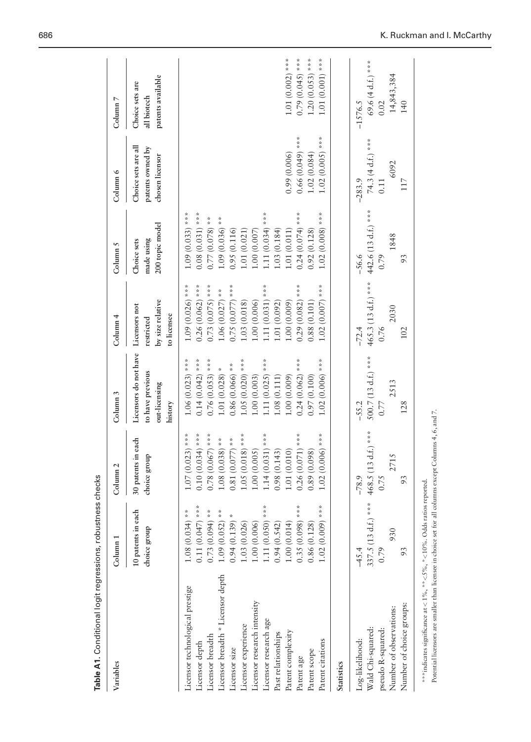**Table A1.** Conditional logit regressions, robustness checks

| Variables | Column 1 | Column 2 | Column 3 | Column 4 | Column 5 | Column 6 | Column 7 |
|---|---|---|---|---|---|---|---|
| | 10 patents in each choice group | 30 patents in each choice group | Licensors do not have to have previous out-licensing history | Licensors not restricted by size relative to licensee | Choice sets made using 200 topic model | Choice sets are all patents owned by chosen licensor | Choice sets are all biotech patents available |
| Licensor technological prestige | 1.08 (0.034) ** | 1.07 (0.023) *** | 1.06 (0.023) *** | 1.09 (0.026) *** | 1.09 (0.033) *** | | |
| Licensor depth | 0.11 (0.047) *** | 0.10 (0.034) *** | 0.14 (0.042) *** | 0.26 (0.062) *** | 0.08 (0.031) *** | | |
| Licensor breadth | 0.73 (0.094) ** | 0.78 (0.067) *** | 0.76 (0.053) *** | 0.73 (0.075) *** | 0.77 (0.078) ** | | |
| Licensor breadth * Licensor depth | 1.09 (0.052) ** | 1.08 (0.038) ** | 1.01 (0.028) * | 1.06 (0.027) ** | 1.09 (0.036) ** | | |
| Licensor size | 0.94 (0.139) * | 0.81 (0.077) ** | 0.86 (0.066) ** | 0.75 (0.077) *** | 0.95 (0.116) | | |
| Licensor experience | 1.03 (0.026) | 1.05 (0.018) *** | 1.05 (0.020) *** | 1.03 (0.018) | 1.01 (0.021) | | |
| Licensor research intensity | 1.00 (0.006) | 1.00 (0.005) | 1.00 (0.003) | 1.00 (0.006) | 1.00 (0.007) | | |
| Licensor research age | 1.11 (0.050) *** | 1.14 (0.031) *** | 1.11 (0.025) *** | 1.11 (0.031) *** | 1.11 (0.034) *** | | |
| Past relationships | 0.94 (0.542) | 0.98 (0.143) | 1.08 (0.111) | 1.01 (0.092) | 1.03 (0.184) | | |
| Patent complexity | 1.00 (0.014) | 1.01 (0.010) | 1.00 (0.009) | 1.00 (0.009) | 1.01 (0.011) | 0.99 (0.006) | 1.01 (0.002) *** |
| Patent age | 0.35 (0.098) *** | 0.26 (0.071) *** | 0.24 (0.062) *** | 0.29 (0.082) *** | 0.24 (0.074) *** | 0.66 (0.049) *** | 0.79 (0.045) *** |
| Patent scope | 0.86 (0.128) | 0.89 (0.098) | 0.97 (0.100) | 0.88 (0.101) | 0.92 (0.128) | 1.02 (0.084) | 1.20 (0.053) *** |
| Patent citations | 1.02 (0.009) *** | 1.02 (0.006) *** | 1.02 (0.006) *** | 1.02 (0.007) *** | 1.02 (0.008) *** | 1.02 (0.005) *** | 1.01 (0.001) *** |
| **Statistics** | | | | | | | |
| Log-likelihood: | −45.4 | −78.9 | −55.2 | −72.4 | −56.6 | −283.9 | −1576.5 |
| Wald Chi-squared: | 337.5 (13 d.f.) *** | 468.5 (13 d.f.) *** | 500.7 (13 d.f.) *** | 465.3 (13 d.f.) *** | 442.6 (13 d.f.) *** | 74.3 (4 d.f.) *** | 69.6 (4 d.f.) *** |
| pseudo R-squared: | 0.79 | 0.75 | 0.77 | 0.76 | 0.79 | 0.11 | 0.02 |
| Number of observations: | 930 | 2715 | 2513 | 2030 | 1848 | 6092 | 14,843,384 |
| Number of choice groups: | 93 | 93 | 128 | 102 | 93 | 117 | 140 |

***indicates significance at < 1%, ** <5%, * <10%. Odds ratios reported.

Potential licensors are smaller than licensee in choice set for all columns except Columns 4, 6, and 7.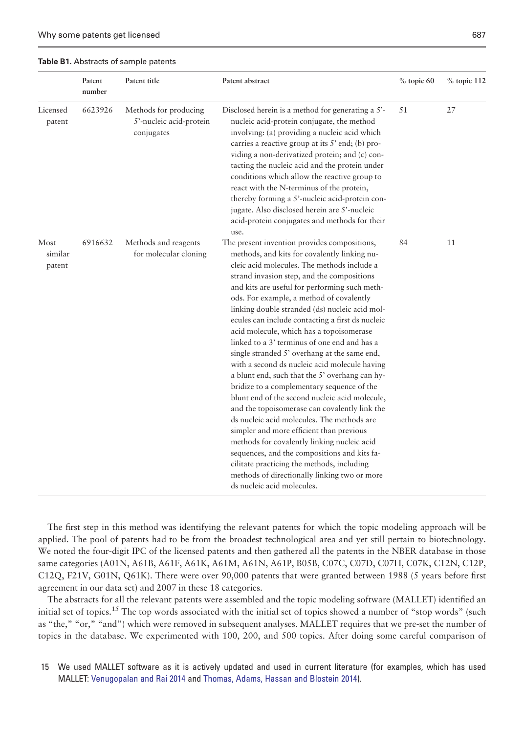**Table B1.** Abstracts of sample patents

| | Patent number | Patent title | Patent abstract | % topic 60 | % topic 112 |
|---|---|---|---|---|---|
| Licensed patent | 6623926 | Methods for producing 5'-nucleic acid-protein conjugates | Disclosed herein is a method for generating a 5'-nucleic acid-protein conjugate, the method involving: (a) providing a nucleic acid which carries a reactive group at its 5' end; (b) providing a non-derivatized protein; and (c) contacting the nucleic acid and the protein under conditions which allow the reactive group to react with the N-terminus of the protein, thereby forming a 5'-nucleic acid-protein conjugate. Also disclosed herein are 5'-nucleic acid-protein conjugates and methods for their use. | 51 | 27 |
| Most similar patent | 6916632 | Methods and reagents for molecular cloning | The present invention provides compositions, methods, and kits for covalently linking nucleic acid molecules. The methods include a strand invasion step, and the compositions and kits are useful for performing such methods. For example, a method of covalently linking double stranded (ds) nucleic acid molecules can include contacting a first ds nucleic acid molecule, which has a topoisomerase linked to a 3' terminus of one end and has a single stranded 5' overhang at the same end, with a second ds nucleic acid molecule having a blunt end, such that the 5' overhang can hybridize to a complementary sequence of the blunt end of the second nucleic acid molecule, and the topoisomerase can covalently link the ds nucleic acid molecules. The methods are simpler and more efficient than previous methods for covalently linking nucleic acid sequences, and the compositions and kits facilitate practicing the methods, including methods of directionally linking two or more ds nucleic acid molecules. | 84 | 11 |

The first step in this method was identifying the relevant patents for which the topic modeling approach will be applied. The pool of patents had to be from the broadest technological area and yet still pertain to biotechnology. We noted the four-digit IPC of the licensed patents and then gathered all the patents in the NBER database in those same categories (A01N, A61B, A61F, A61K, A61M, A61N, A61P, B05B, C07C, C07D, C07H, C07K, C12N, C12P, C12Q, F21V, G01N, Q61K). There were over 90,000 patents that were granted between 1988 (5 years before first agreement in our data set) and 2007 in these 18 categories.

The abstracts for all the relevant patents were assembled and the topic modeling software (MALLET) identified an initial set of topics.[15] The top words associated with the initial set of topics showed a number of "stop words" (such as "the," "or," "and") which were removed in subsequent analyses. MALLET requires that we pre-set the number of topics in the database. We experimented with 100, 200, and 500 topics. After doing some careful comparison of

15 We used MALLET software as it is actively updated and used in current literature (for examples, which has used MALLET: Venugopalan and Rai 2014 and Thomas, Adams, Hassan and Blostein 2014).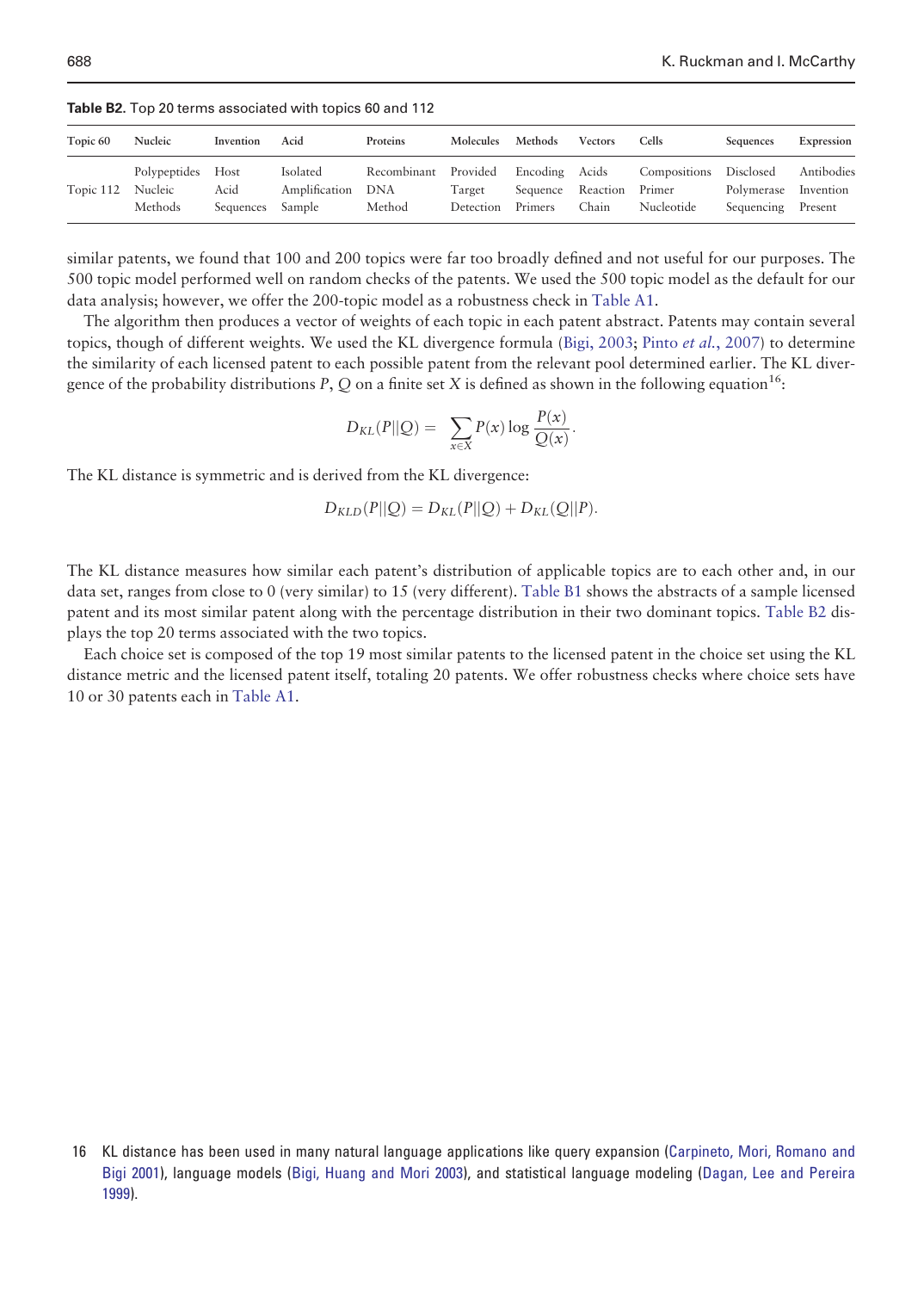**Table B2.** Top 20 terms associated with topics 60 and 112

| | | | | | | | | | | |
|---|---|---|---|---|---|---|---|---|---|---|
| Topic 60 | Nucleic | Invention | Acid | Proteins | Molecules | Methods | Vectors | Cells | Sequences | Expression |
| | Polypeptides | Host | Isolated | Recombinant | Provided | Encoding | Acids | Compositions | Disclosed | Antibodies |
| Topic 112 | Nucleic | Acid | Amplification | DNA | Target | Sequence | Reaction | Primer | Polymerase | Invention |
| | Methods | Sequences | Sample | Method | Detection | Primers | Chain | Nucleotide | Sequencing | Present |

similar patents, we found that 100 and 200 topics were far too broadly defined and not useful for our purposes. The 500 topic model performed well on random checks of the patents. We used the 500 topic model as the default for our data analysis; however, we offer the 200-topic model as a robustness check in Table A1.

The algorithm then produces a vector of weights of each topic in each patent abstract. Patents may contain several topics, though of different weights. We used the KL divergence formula (Bigi, 2003; Pinto *et al.*, 2007) to determine the similarity of each licensed patent to each possible patent from the relevant pool determined earlier. The KL divergence of the probability distributions $P$, $Q$ on a finite set $X$ is defined as shown in the following equation[16]:

$$D_{KL}(P||Q) = \sum_{x \in X} P(x) \log \frac{P(x)}{Q(x)}.$$

The KL distance is symmetric and is derived from the KL divergence:

$$D_{KLD}(P||Q) = D_{KL}(P||Q) + D_{KL}(Q||P).$$

The KL distance measures how similar each patent's distribution of applicable topics are to each other and, in our data set, ranges from close to 0 (very similar) to 15 (very different). Table B1 shows the abstracts of a sample licensed patent and its most similar patent along with the percentage distribution in their two dominant topics. Table B2 displays the top 20 terms associated with the two topics.

Each choice set is composed of the top 19 most similar patents to the licensed patent in the choice set using the KL distance metric and the licensed patent itself, totaling 20 patents. We offer robustness checks where choice sets have 10 or 30 patents each in Table A1.

16 KL distance has been used in many natural language applications like query expansion (Carpineto, Mori, Romano and Bigi 2001), language models (Bigi, Huang and Mori 2003), and statistical language modeling (Dagan, Lee and Pereira 1999).